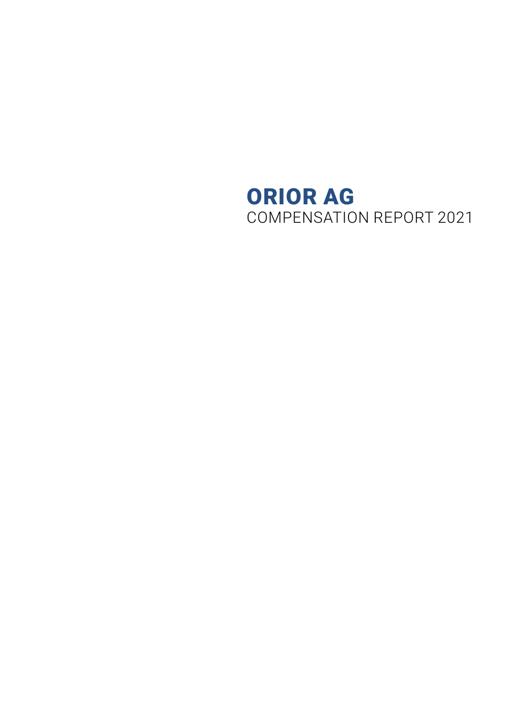# ORIOR AG

COMPENSATION REPORT 2021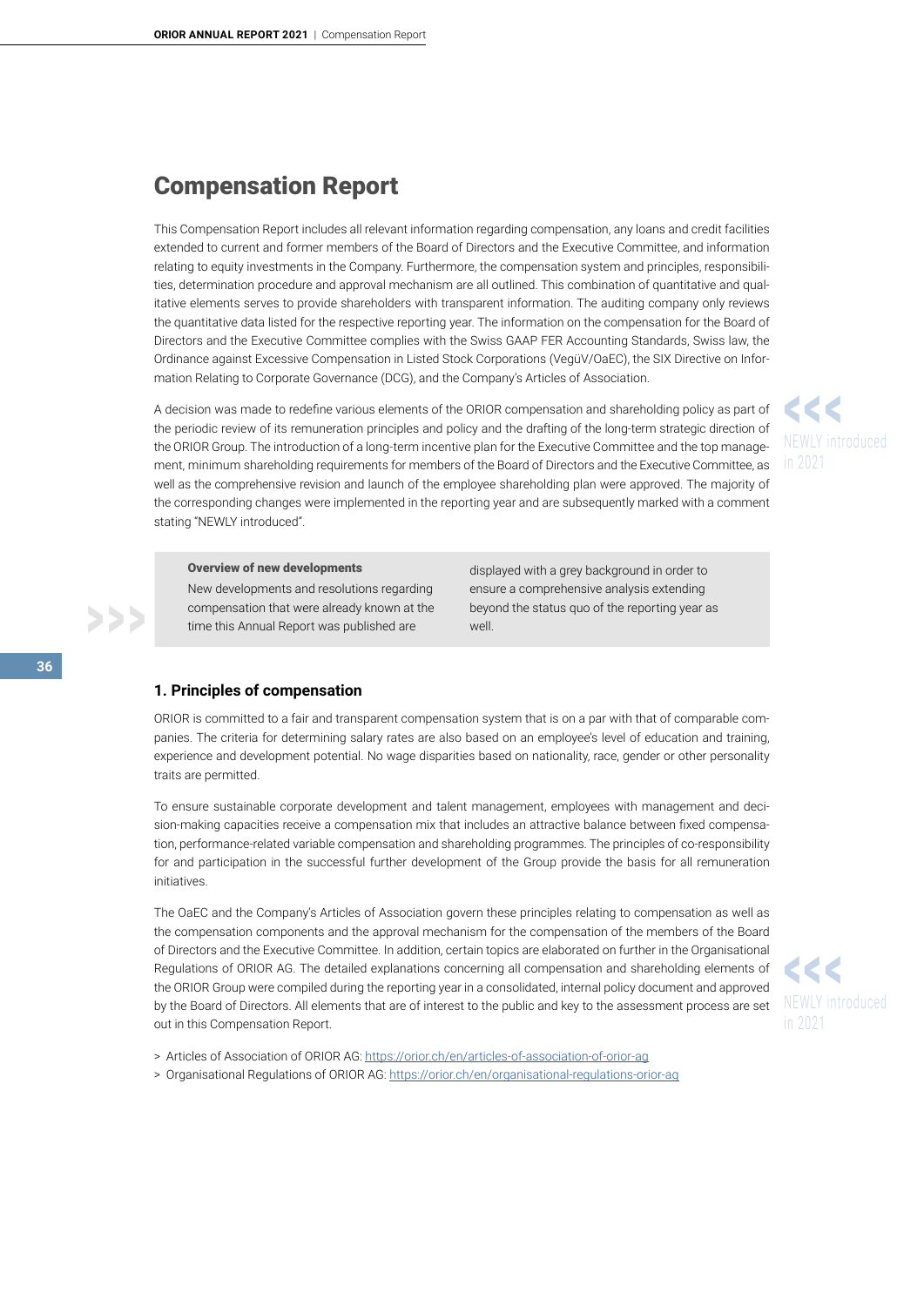# Compensation Report

This Compensation Report includes all relevant information regarding compensation, any loans and credit facilities extended to current and former members of the Board of Directors and the Executive Committee, and information relating to equity investments in the Company. Furthermore, the compensation system and principles, responsibilities, determination procedure and approval mechanism are all outlined. This combination of quantitative and qualitative elements serves to provide shareholders with transparent information. The auditing company only reviews the quantitative data listed for the respective reporting year. The information on the compensation for the Board of Directors and the Executive Committee complies with the Swiss GAAP FER Accounting Standards, Swiss law, the Ordinance against Excessive Compensation in Listed Stock Corporations (VegüV/OaEC), the SIX Directive on Information Relating to Corporate Governance (DCG), and the Company's Articles of Association.

A decision was made to redefine various elements of the ORIOR compensation and shareholding policy as part of the periodic review of its remuneration principles and policy and the drafting of the long-term strategic direction of the ORIOR Group. The introduction of a long-term incentive plan for the Executive Committee and the top management, minimum shareholding requirements for members of the Board of Directors and the Executive Committee, as well as the comprehensive revision and launch of the employee shareholding plan were approved. The majority of the corresponding changes were implemented in the reporting year and are subsequently marked with a comment stating "NEWLY introduced".

<<< NEWLY introduced in 2021

**Overview of new developments**

New developments and resolutions regarding compensation that were already known at the time this Annual Report was published are displayed with a grey background in order to ensure a comprehensive analysis extending beyond the status quo of the reporting year as well.

## 1. Principles of compensation

ORIOR is committed to a fair and transparent compensation system that is on a par with that of comparable companies. The criteria for determining salary rates are also based on an employee's level of education and training, experience and development potential. No wage disparities based on nationality, race, gender or other personality traits are permitted.

To ensure sustainable corporate development and talent management, employees with management and decision-making capacities receive a compensation mix that includes an attractive balance between fixed compensation, performance-related variable compensation and shareholding programmes. The principles of co-responsibility for and participation in the successful further development of the Group provide the basis for all remuneration initiatives.

The OaEC and the Company's Articles of Association govern these principles relating to compensation as well as the compensation components and the approval mechanism for the compensation of the members of the Board of Directors and the Executive Committee. In addition, certain topics are elaborated on further in the Organisational Regulations of ORIOR AG. The detailed explanations concerning all compensation and shareholding elements of the ORIOR Group were compiled during the reporting year in a consolidated, internal policy document and approved by the Board of Directors. All elements that are of interest to the public and key to the assessment process are set out in this Compensation Report.

<<< NEWLY introduced in 2021

> Articles of Association of ORIOR AG: https://orior.ch/en/articles-of-association-of-orior-ag
> Organisational Regulations of ORIOR AG: https://orior.ch/en/organisational-regulations-orior-ag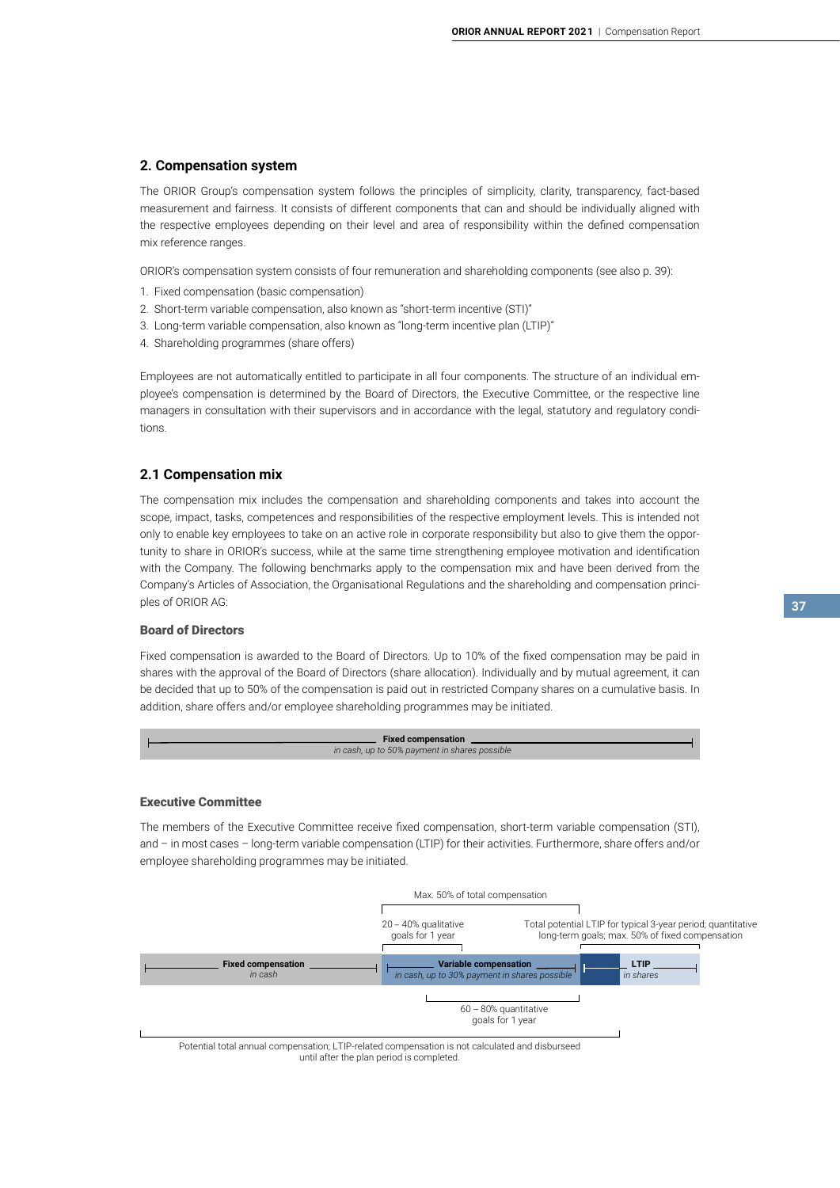## 2. Compensation system

The ORIOR Group's compensation system follows the principles of simplicity, clarity, transparency, fact-based measurement and fairness. It consists of different components that can and should be individually aligned with the respective employees depending on their level and area of responsibility within the defined compensation mix reference ranges.

ORIOR's compensation system consists of four remuneration and shareholding components (see also p. 39):

1. Fixed compensation (basic compensation)
2. Short-term variable compensation, also known as "short-term incentive (STI)"
3. Long-term variable compensation, also known as "long-term incentive plan (LTIP)"
4. Shareholding programmes (share offers)

Employees are not automatically entitled to participate in all four components. The structure of an individual employee's compensation is determined by the Board of Directors, the Executive Committee, or the respective line managers in consultation with their supervisors and in accordance with the legal, statutory and regulatory conditions.

### 2.1 Compensation mix

The compensation mix includes the compensation and shareholding components and takes into account the scope, impact, tasks, competences and responsibilities of the respective employment levels. This is intended not only to enable key employees to take on an active role in corporate responsibility but also to give them the opportunity to share in ORIOR's success, while at the same time strengthening employee motivation and identification with the Company. The following benchmarks apply to the compensation mix and have been derived from the Company's Articles of Association, the Organisational Regulations and the shareholding and compensation principles of ORIOR AG:

#### Board of Directors

Fixed compensation is awarded to the Board of Directors. Up to 10% of the fixed compensation may be paid in shares with the approval of the Board of Directors (share allocation). Individually and by mutual agreement, it can be decided that up to 50% of the compensation is paid out in restricted Company shares on a cumulative basis. In addition, share offers and/or employee shareholding programmes may be initiated.

**Fixed compensation**
*in cash, up to 50% payment in shares possible*

#### Executive Committee

The members of the Executive Committee receive fixed compensation, short-term variable compensation (STI), and – in most cases – long-term variable compensation (LTIP) for their activities. Furthermore, share offers and/or employee shareholding programmes may be initiated.

Max. 50% of total compensation

20 – 40% qualitative goals for 1 year

Total potential LTIP for typical 3-year period; quantitative long-term goals; max. 50% of fixed compensation

**Fixed compensation**
*in cash*

**Variable compensation**
*in cash, up to 30% payment in shares possible*

**LTIP**
*in shares*

60 – 80% quantitative goals for 1 year

Potential total annual compensation; LTIP-related compensation is not calculated and disburseed until after the plan period is completed.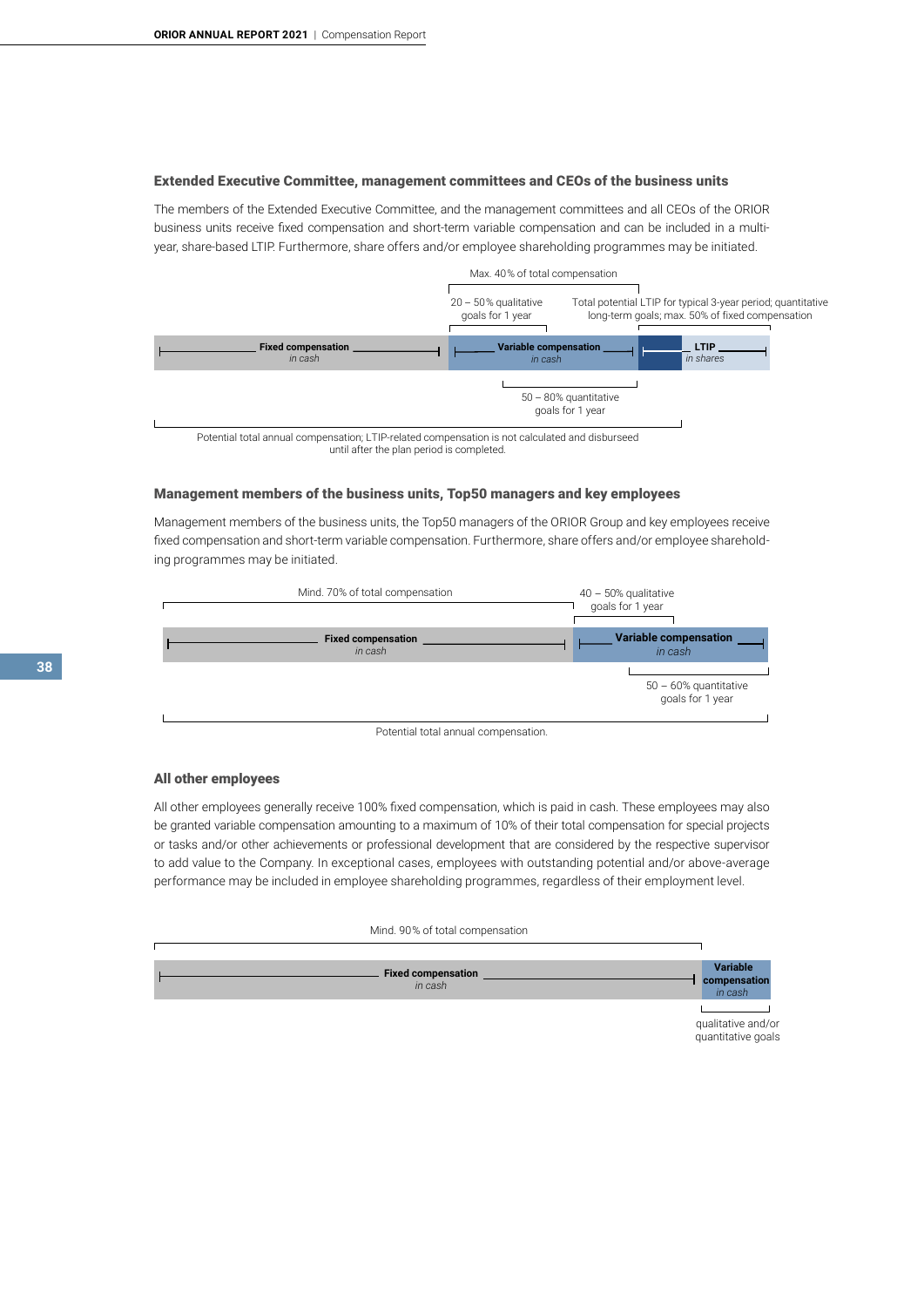### Extended Executive Committee, management committees and CEOs of the business units

The members of the Extended Executive Committee, and the management committees and all CEOs of the ORIOR business units receive fixed compensation and short-term variable compensation and can be included in a multi-year, share-based LTIP. Furthermore, share offers and/or employee shareholding programmes may be initiated.

Max. 40% of total compensation

20 – 50% qualitative goals for 1 year

Total potential LTIP for typical 3-year period; quantitative long-term goals; max. 50% of fixed compensation

**Fixed compensation** *in cash*

**Variable compensation** *in cash*

**LTIP** *in shares*

50 – 80% quantitative goals for 1 year

Potential total annual compensation; LTIP-related compensation is not calculated and disburseed until after the plan period is completed.

### Management members of the business units, Top50 managers and key employees

Management members of the business units, the Top50 managers of the ORIOR Group and key employees receive fixed compensation and short-term variable compensation. Furthermore, share offers and/or employee shareholding programmes may be initiated.

Mind. 70% of total compensation

40 – 50% qualitative goals for 1 year

**Fixed compensation** *in cash*

**Variable compensation** *in cash*

50 – 60% quantitative goals for 1 year

Potential total annual compensation.

### All other employees

All other employees generally receive 100% fixed compensation, which is paid in cash. These employees may also be granted variable compensation amounting to a maximum of 10% of their total compensation for special projects or tasks and/or other achievements or professional development that are considered by the respective supervisor to add value to the Company. In exceptional cases, employees with outstanding potential and/or above-average performance may be included in employee shareholding programmes, regardless of their employment level.

Mind. 90% of total compensation

**Fixed compensation** *in cash*

**Variable compensation** *in cash*

qualitative and/or quantitative goals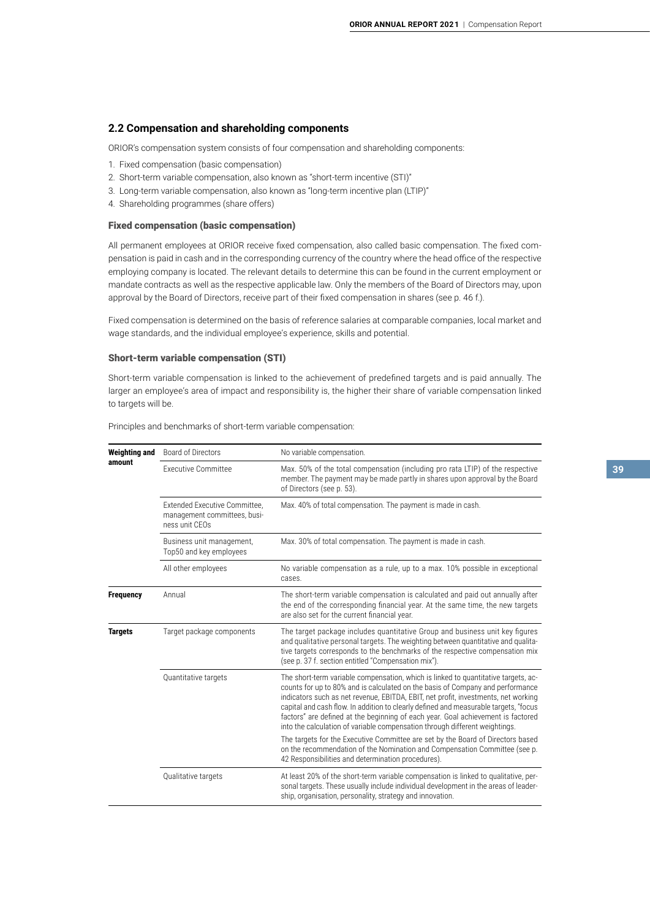## 2.2 Compensation and shareholding components

ORIOR's compensation system consists of four compensation and shareholding components:

1. Fixed compensation (basic compensation)
2. Short-term variable compensation, also known as "short-term incentive (STI)"
3. Long-term variable compensation, also known as "long-term incentive plan (LTIP)"
4. Shareholding programmes (share offers)

### Fixed compensation (basic compensation)

All permanent employees at ORIOR receive fixed compensation, also called basic compensation. The fixed compensation is paid in cash and in the corresponding currency of the country where the head office of the respective employing company is located. The relevant details to determine this can be found in the current employment or mandate contracts as well as the respective applicable law. Only the members of the Board of Directors may, upon approval by the Board of Directors, receive part of their fixed compensation in shares (see p. 46 f.).

Fixed compensation is determined on the basis of reference salaries at comparable companies, local market and wage standards, and the individual employee's experience, skills and potential.

### Short-term variable compensation (STI)

Short-term variable compensation is linked to the achievement of predefined targets and is paid annually. The larger an employee's area of impact and responsibility is, the higher their share of variable compensation linked to targets will be.

Principles and benchmarks of short-term variable compensation:

| | | |
|---|---|---|
| **Weighting and amount** | Board of Directors | No variable compensation. |
| | Executive Committee | Max. 50% of the total compensation (including pro rata LTIP) of the respective member. The payment may be made partly in shares upon approval by the Board of Directors (see p. 53). |
| | Extended Executive Committee, management committees, business unit CEOs | Max. 40% of total compensation. The payment is made in cash. |
| | Business unit management, Top50 and key employees | Max. 30% of total compensation. The payment is made in cash. |
| | All other employees | No variable compensation as a rule, up to a max. 10% possible in exceptional cases. |
| **Frequency** | Annual | The short-term variable compensation is calculated and paid out annually after the end of the corresponding financial year. At the same time, the new targets are also set for the current financial year. |
| **Targets** | Target package components | The target package includes quantitative Group and business unit key figures and qualitative personal targets. The weighting between quantitative and qualitative targets corresponds to the benchmarks of the respective compensation mix (see p. 37 f. section entitled "Compensation mix"). |
| | Quantitative targets | The short-term variable compensation, which is linked to quantitative targets, accounts for up to 80% and is calculated on the basis of Company and performance indicators such as net revenue, EBITDA, EBIT, net profit, investments, net working capital and cash flow. In addition to clearly defined and measurable targets, "focus factors" are defined at the beginning of each year. Goal achievement is factored into the calculation of variable compensation through different weightings.<br><br>The targets for the Executive Committee are set by the Board of Directors based on the recommendation of the Nomination and Compensation Committee (see p. 42 Responsibilities and determination procedures). |
| | Qualitative targets | At least 20% of the short-term variable compensation is linked to qualitative, personal targets. These usually include individual development in the areas of leadership, organisation, personality, strategy and innovation. |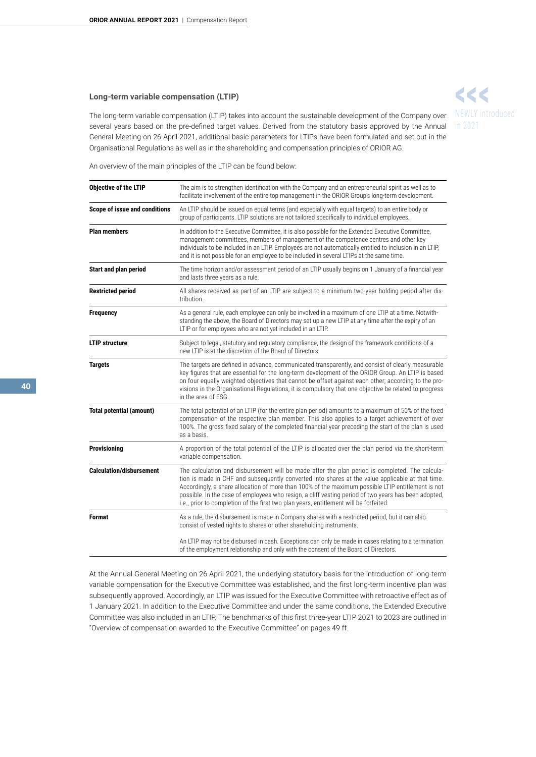### Long-term variable compensation (LTIP)

The long-term variable compensation (LTIP) takes into account the sustainable development of the Company over several years based on the pre-defined target values. Derived from the statutory basis approved by the Annual General Meeting on 26 April 2021, additional basic parameters for LTIPs have been formulated and set out in the Organisational Regulations as well as in the shareholding and compensation principles of ORIOR AG.

<<< NEWLY introduced in 2021

An overview of the main principles of the LTIP can be found below:

| | |
|---|---|
| **Objective of the LTIP** | The aim is to strengthen identification with the Company and an entrepreneurial spirit as well as to facilitate involvement of the entire top management in the ORIOR Group's long-term development. |
| **Scope of issue and conditions** | An LTIP should be issued on equal terms (and especially with equal targets) to an entire body or group of participants. LTIP solutions are not tailored specifically to individual employees. |
| **Plan members** | In addition to the Executive Committee, it is also possible for the Extended Executive Committee, management committees, members of management of the competence centres and other key individuals to be included in an LTIP. Employees are not automatically entitled to inclusion in an LTIP, and it is not possible for an employee to be included in several LTIPs at the same time. |
| **Start and plan period** | The time horizon and/or assessment period of an LTIP usually begins on 1 January of a financial year and lasts three years as a rule. |
| **Restricted period** | All shares received as part of an LTIP are subject to a minimum two-year holding period after distribution. |
| **Frequency** | As a general rule, each employee can only be involved in a maximum of one LTIP at a time. Notwithstanding the above, the Board of Directors may set up a new LTIP at any time after the expiry of an LTIP or for employees who are not yet included in an LTIP. |
| **LTIP structure** | Subject to legal, statutory and regulatory compliance, the design of the framework conditions of a new LTIP is at the discretion of the Board of Directors. |
| **Targets** | The targets are defined in advance, communicated transparently, and consist of clearly measurable key figures that are essential for the long-term development of the ORIOR Group. An LTIP is based on four equally weighted objectives that cannot be offset against each other; according to the provisions in the Organisational Regulations, it is compulsory that one objective be related to progress in the area of ESG. |
| **Total potential (amount)** | The total potential of an LTIP (for the entire plan period) amounts to a maximum of 50% of the fixed compensation of the respective plan member. This also applies to a target achievement of over 100%. The gross fixed salary of the completed financial year preceding the start of the plan is used as a basis. |
| **Provisioning** | A proportion of the total potential of the LTIP is allocated over the plan period via the short-term variable compensation. |
| **Calculation/disbursement** | The calculation and disbursement will be made after the plan period is completed. The calculation is made in CHF and subsequently converted into shares at the value applicable at that time. Accordingly, a share allocation of more than 100% of the maximum possible LTIP entitlement is not possible. In the case of employees who resign, a cliff vesting period of two years has been adopted, i.e., prior to completion of the first two plan years, entitlement will be forfeited. |
| **Format** | As a rule, the disbursement is made in Company shares with a restricted period, but it can also consist of vested rights to shares or other shareholding instruments.<br><br>An LTIP may not be disbursed in cash. Exceptions can only be made in cases relating to a termination of the employment relationship and only with the consent of the Board of Directors. |

At the Annual General Meeting on 26 April 2021, the underlying statutory basis for the introduction of long-term variable compensation for the Executive Committee was established, and the first long-term incentive plan was subsequently approved. Accordingly, an LTIP was issued for the Executive Committee with retroactive effect as of 1 January 2021. In addition to the Executive Committee and under the same conditions, the Extended Executive Committee was also included in an LTIP. The benchmarks of this first three-year LTIP 2021 to 2023 are outlined in "Overview of compensation awarded to the Executive Committee" on pages 49 ff.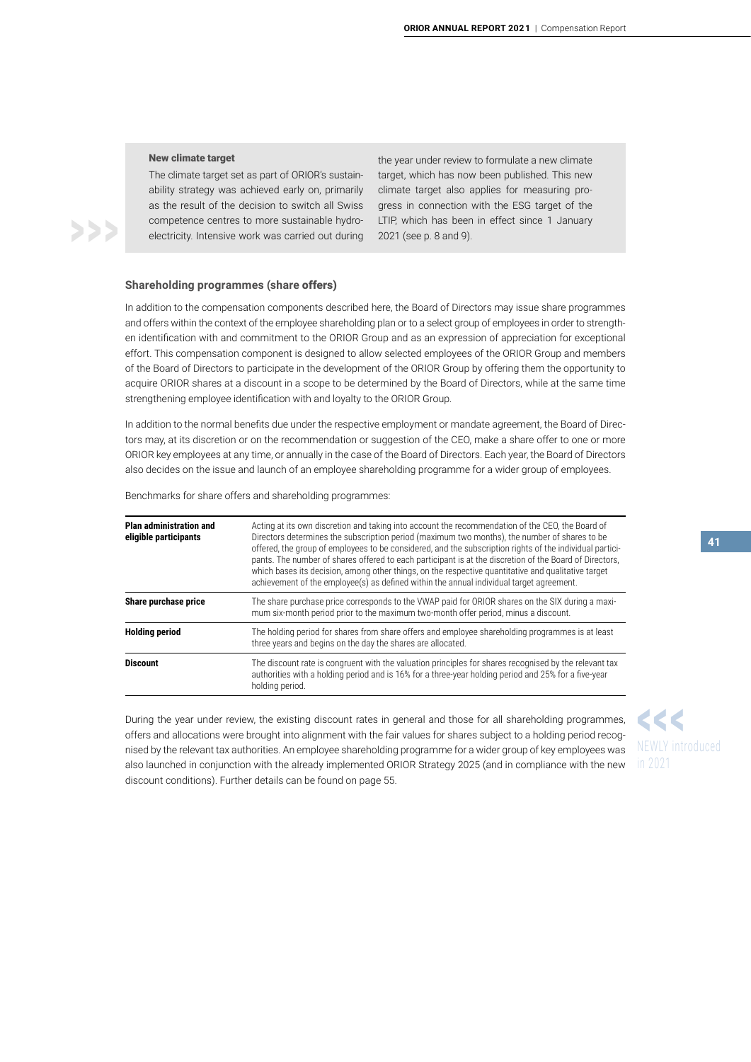### New climate target

The climate target set as part of ORIOR's sustainability strategy was achieved early on, primarily as the result of the decision to switch all Swiss competence centres to more sustainable hydroelectricity. Intensive work was carried out during the year under review to formulate a new climate target, which has now been published. This new climate target also applies for measuring progress in connection with the ESG target of the LTIP, which has been in effect since 1 January 2021 (see p. 8 and 9).

### Shareholding programmes (share offers)

In addition to the compensation components described here, the Board of Directors may issue share programmes and offers within the context of the employee shareholding plan or to a select group of employees in order to strengthen identification with and commitment to the ORIOR Group and as an expression of appreciation for exceptional effort. This compensation component is designed to allow selected employees of the ORIOR Group and members of the Board of Directors to participate in the development of the ORIOR Group by offering them the opportunity to acquire ORIOR shares at a discount in a scope to be determined by the Board of Directors, while at the same time strengthening employee identification with and loyalty to the ORIOR Group.

In addition to the normal benefits due under the respective employment or mandate agreement, the Board of Directors may, at its discretion or on the recommendation or suggestion of the CEO, make a share offer to one or more ORIOR key employees at any time, or annually in the case of the Board of Directors. Each year, the Board of Directors also decides on the issue and launch of an employee shareholding programme for a wider group of employees.

Benchmarks for share offers and shareholding programmes:

| | |
|---|---|
| **Plan administration and eligible participants** | Acting at its own discretion and taking into account the recommendation of the CEO, the Board of Directors determines the subscription period (maximum two months), the number of shares to be offered, the group of employees to be considered, and the subscription rights of the individual participants. The number of shares offered to each participant is at the discretion of the Board of Directors, which bases its decision, among other things, on the respective quantitative and qualitative target achievement of the employee(s) as defined within the annual individual target agreement. |
| **Share purchase price** | The share purchase price corresponds to the VWAP paid for ORIOR shares on the SIX during a maximum six-month period prior to the maximum two-month offer period, minus a discount. |
| **Holding period** | The holding period for shares from share offers and employee shareholding programmes is at least three years and begins on the day the shares are allocated. |
| **Discount** | The discount rate is congruent with the valuation principles for shares recognised by the relevant tax authorities with a holding period and is 16% for a three-year holding period and 25% for a five-year holding period. |

During the year under review, the existing discount rates in general and those for all shareholding programmes, offers and allocations were brought into alignment with the fair values for shares subject to a holding period recognised by the relevant tax authorities. An employee shareholding programme for a wider group of key employees was also launched in conjunction with the already implemented ORIOR Strategy 2025 (and in compliance with the new discount conditions). Further details can be found on page 55.

<<< NEWLY introduced in 2021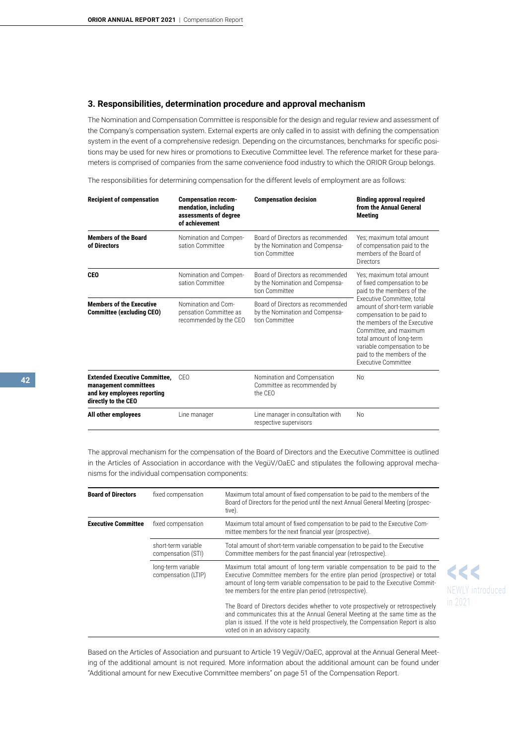## 3. Responsibilities, determination procedure and approval mechanism

The Nomination and Compensation Committee is responsible for the design and regular review and assessment of the Company's compensation system. External experts are only called in to assist with defining the compensation system in the event of a comprehensive redesign. Depending on the circumstances, benchmarks for specific positions may be used for new hires or promotions to Executive Committee level. The reference market for these parameters is comprised of companies from the same convenience food industry to which the ORIOR Group belongs.

The responsibilities for determining compensation for the different levels of employment are as follows:

| Recipient of compensation | Compensation recommendation, including assessments of degree of achievement | Compensation decision | Binding approval required from the Annual General Meeting |
|---|---|---|---|
| **Members of the Board of Directors** | Nomination and Compensation Committee | Board of Directors as recommended by the Nomination and Compensation Committee | Yes; maximum total amount of compensation paid to the members of the Board of Directors |
| **CEO** | Nomination and Compensation Committee | Board of Directors as recommended by the Nomination and Compensation Committee | Yes; maximum total amount of fixed compensation to be paid to the members of the Executive Committee, total amount of short-term variable compensation to be paid to the members of the Executive Committee, and maximum total amount of long-term variable compensation to be paid to the members of the Executive Committee |
| **Members of the Executive Committee (excluding CEO)** | Nomination and Compensation Committee as recommended by the CEO | Board of Directors as recommended by the Nomination and Compensation Committee | |
| **Extended Executive Committee, management committees and key employees reporting directly to the CEO** | CEO | Nomination and Compensation Committee as recommended by the CEO | No |
| **All other employees** | Line manager | Line manager in consultation with respective supervisors | No |

The approval mechanism for the compensation of the Board of Directors and the Executive Committee is outlined in the Articles of Association in accordance with the VegüV/OaEC and stipulates the following approval mechanisms for the individual compensation components:

| | | |
|---|---|---|
| **Board of Directors** | fixed compensation | Maximum total amount of fixed compensation to be paid to the members of the Board of Directors for the period until the next Annual General Meeting (prospective). |
| **Executive Committee** | fixed compensation | Maximum total amount of fixed compensation to be paid to the Executive Committee members for the next financial year (prospective). |
| | short-term variable compensation (STI) | Total amount of short-term variable compensation to be paid to the Executive Committee members for the past financial year (retrospective). |
| | long-term variable compensation (LTIP) | Maximum total amount of long-term variable compensation to be paid to the Executive Committee members for the entire plan period (prospective) or total amount of long-term variable compensation to be paid to the Executive Committee members for the entire plan period (retrospective).<br><br>The Board of Directors decides whether to vote prospectively or retrospectively and communicates this at the Annual General Meeting at the same time as the plan is issued. If the vote is held prospectively, the Compensation Report is also voted on in an advisory capacity. |

<<< NEWLY introduced in 2021

Based on the Articles of Association and pursuant to Article 19 VegüV/OaEC, approval at the Annual General Meeting of the additional amount is not required. More information about the additional amount can be found under "Additional amount for new Executive Committee members" on page 51 of the Compensation Report.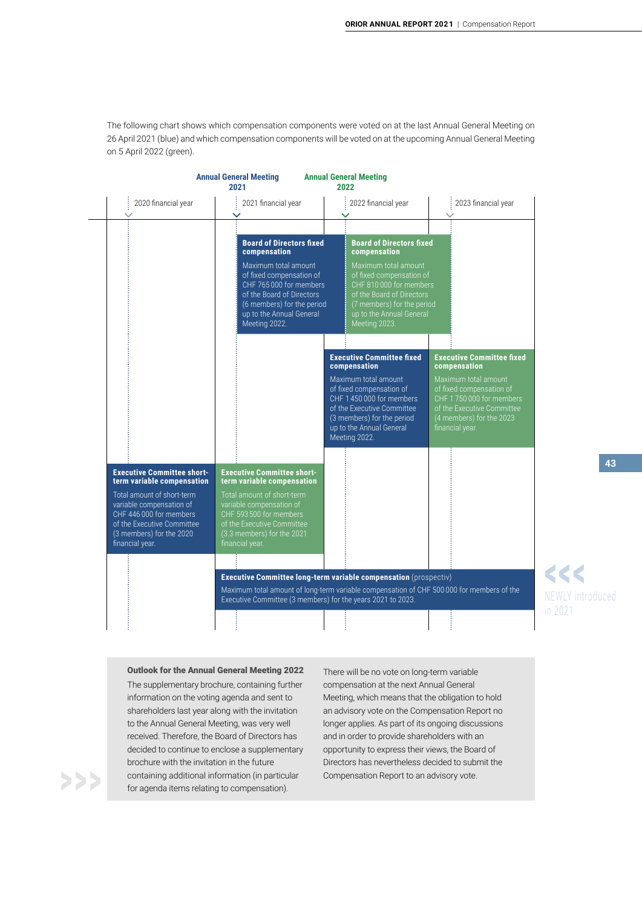The following chart shows which compensation components were voted on at the last Annual General Meeting on 26 April 2021 (blue) and which compensation components will be voted on at the upcoming Annual General Meeting on 5 April 2022 (green).

Annual General Meeting 2021

Annual General Meeting 2022

2020 financial year

2021 financial year

2022 financial year

2023 financial year

**Board of Directors fixed compensation**

Maximum total amount of fixed compensation of CHF 765 000 for members of the Board of Directors (6 members) for the period up to the Annual General Meeting 2022.

**Board of Directors fixed compensation**

Maximum total amount of fixed compensation of CHF 810 000 for members of the Board of Directors (7 members) for the period up to the Annual General Meeting 2023.

**Executive Committee fixed compensation**

Maximum total amount of fixed compensation of CHF 1 450 000 for members of the Executive Committee (3 members) for the period up to the Annual General Meeting 2022.

**Executive Committee fixed compensation**

Maximum total amount of fixed compensation of CHF 1 750 000 for members of the Executive Committee (4 members) for the 2023 financial year.

**Executive Committee short-term variable compensation**

Total amount of short-term variable compensation of CHF 446 000 for members of the Executive Committee (3 members) for the 2020 financial year.

**Executive Committee short-term variable compensation**

Total amount of short-term variable compensation of CHF 593 500 for members of the Executive Committee (3.3 members) for the 2021 financial year.

**Executive Committee long-term variable compensation** (prospectiv)

Maximum total amount of long-term variable compensation of CHF 500 000 for members of the Executive Committee (3 members) for the years 2021 to 2023.

<<< NEWLY introduced in 2021

**Outlook for the Annual General Meeting 2022**

The supplementary brochure, containing further information on the voting agenda and sent to shareholders last year along with the invitation to the Annual General Meeting, was very well received. Therefore, the Board of Directors has decided to continue to enclose a supplementary brochure with the invitation in the future containing additional information (in particular for agenda items relating to compensation).

There will be no vote on long-term variable compensation at the next Annual General Meeting, which means that the obligation to hold an advisory vote on the Compensation Report no longer applies. As part of its ongoing discussions and in order to provide shareholders with an opportunity to express their views, the Board of Directors has nevertheless decided to submit the Compensation Report to an advisory vote.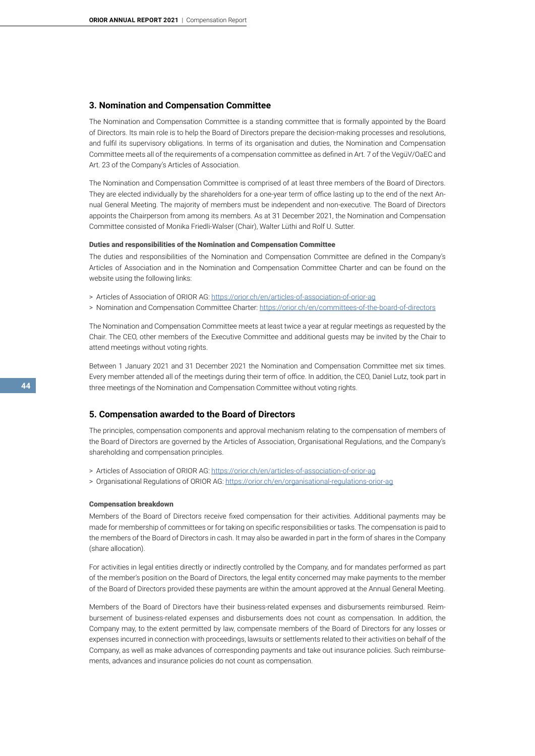## 3. Nomination and Compensation Committee

The Nomination and Compensation Committee is a standing committee that is formally appointed by the Board of Directors. Its main role is to help the Board of Directors prepare the decision-making processes and resolutions, and fulfil its supervisory obligations. In terms of its organisation and duties, the Nomination and Compensation Committee meets all of the requirements of a compensation committee as defined in Art. 7 of the VegüV/OaEC and Art. 23 of the Company's Articles of Association.

The Nomination and Compensation Committee is comprised of at least three members of the Board of Directors. They are elected individually by the shareholders for a one-year term of office lasting up to the end of the next Annual General Meeting. The majority of members must be independent and non-executive. The Board of Directors appoints the Chairperson from among its members. As at 31 December 2021, the Nomination and Compensation Committee consisted of Monika Friedli-Walser (Chair), Walter Lüthi and Rolf U. Sutter.

### Duties and responsibilities of the Nomination and Compensation Committee

The duties and responsibilities of the Nomination and Compensation Committee are defined in the Company's Articles of Association and in the Nomination and Compensation Committee Charter and can be found on the website using the following links:

> Articles of Association of ORIOR AG: https://orior.ch/en/articles-of-association-of-orior-ag
> Nomination and Compensation Committee Charter: https://orior.ch/en/committees-of-the-board-of-directors

The Nomination and Compensation Committee meets at least twice a year at regular meetings as requested by the Chair. The CEO, other members of the Executive Committee and additional guests may be invited by the Chair to attend meetings without voting rights.

Between 1 January 2021 and 31 December 2021 the Nomination and Compensation Committee met six times. Every member attended all of the meetings during their term of office. In addition, the CEO, Daniel Lutz, took part in three meetings of the Nomination and Compensation Committee without voting rights.

## 5. Compensation awarded to the Board of Directors

The principles, compensation components and approval mechanism relating to the compensation of members of the Board of Directors are governed by the Articles of Association, Organisational Regulations, and the Company's shareholding and compensation principles.

> Articles of Association of ORIOR AG: https://orior.ch/en/articles-of-association-of-orior-ag
> Organisational Regulations of ORIOR AG: https://orior.ch/en/organisational-regulations-orior-ag

### Compensation breakdown

Members of the Board of Directors receive fixed compensation for their activities. Additional payments may be made for membership of committees or for taking on specific responsibilities or tasks. The compensation is paid to the members of the Board of Directors in cash. It may also be awarded in part in the form of shares in the Company (share allocation).

For activities in legal entities directly or indirectly controlled by the Company, and for mandates performed as part of the member's position on the Board of Directors, the legal entity concerned may make payments to the member of the Board of Directors provided these payments are within the amount approved at the Annual General Meeting.

Members of the Board of Directors have their business-related expenses and disbursements reimbursed. Reimbursement of business-related expenses and disbursements does not count as compensation. In addition, the Company may, to the extent permitted by law, compensate members of the Board of Directors for any losses or expenses incurred in connection with proceedings, lawsuits or settlements related to their activities on behalf of the Company, as well as make advances of corresponding payments and take out insurance policies. Such reimbursements, advances and insurance policies do not count as compensation.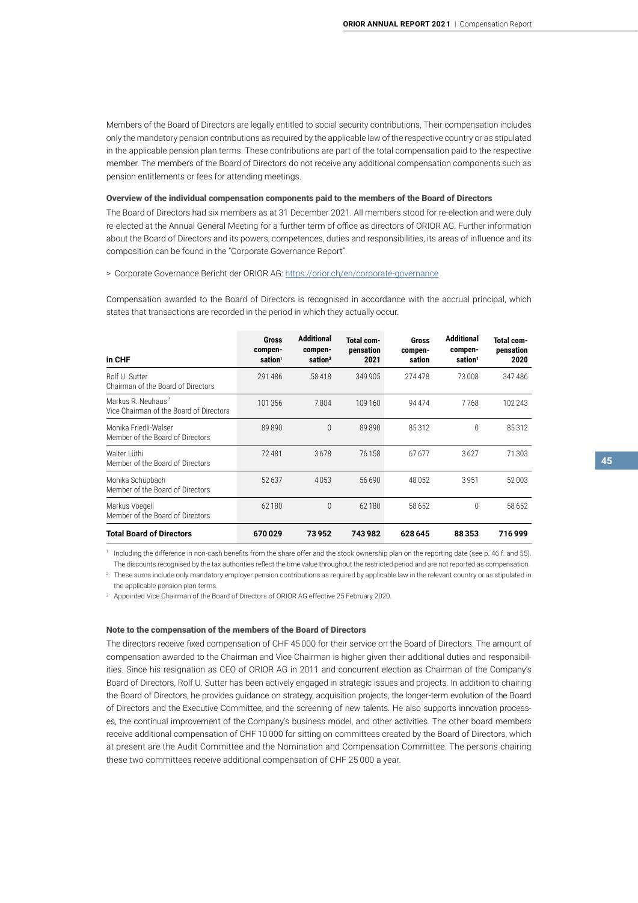Members of the Board of Directors are legally entitled to social security contributions. Their compensation includes only the mandatory pension contributions as required by the applicable law of the respective country or as stipulated in the applicable pension plan terms. These contributions are part of the total compensation paid to the respective member. The members of the Board of Directors do not receive any additional compensation components such as pension entitlements or fees for attending meetings.

### Overview of the individual compensation components paid to the members of the Board of Directors

The Board of Directors had six members as at 31 December 2021. All members stood for re-election and were duly re-elected at the Annual General Meeting for a further term of office as directors of ORIOR AG. Further information about the Board of Directors and its powers, competences, duties and responsibilities, its areas of influence and its composition can be found in the "Corporate Governance Report".

> Corporate Governance Bericht der ORIOR AG: https://orior.ch/en/corporate-governance

Compensation awarded to the Board of Directors is recognised in accordance with the accrual principal, which states that transactions are recorded in the period in which they actually occur.

| in CHF | Gross compen-sation[1] | Additional compen-sation[2] | Total com-pensation 2021 | Gross compen-sation | Additional compen-sation[1] | Total com-pensation 2020 |
|---|---|---|---|---|---|---|
| Rolf U. Sutter<br>Chairman of the Board of Directors | 291 486 | 58 418 | 349 905 | 274 478 | 73 008 | 347 486 |
| Markus R. Neuhaus[3]<br>Vice Chairman of the Board of Directors | 101 356 | 7 804 | 109 160 | 94 474 | 7 768 | 102 243 |
| Monika Friedli-Walser<br>Member of the Board of Directors | 89 890 | 0 | 89 890 | 85 312 | 0 | 85 312 |
| Walter Lüthi<br>Member of the Board of Directors | 72 481 | 3 678 | 76 158 | 67 677 | 3 627 | 71 303 |
| Monika Schüpbach<br>Member of the Board of Directors | 52 637 | 4 053 | 56 690 | 48 052 | 3 951 | 52 003 |
| Markus Voegeli<br>Member of the Board of Directors | 62 180 | 0 | 62 180 | 58 652 | 0 | 58 652 |
| **Total Board of Directors** | **670 029** | **73 952** | **743 982** | **628 645** | **88 353** | **716 999** |

[1] Including the difference in non-cash benefits from the share offer and the stock ownership plan on the reporting date (see p. 46 f. and 55). The discounts recognised by the tax authorities reflect the time value throughout the restricted period and are not reported as compensation.

[2] These sums include only mandatory employer pension contributions as required by applicable law in the relevant country or as stipulated in the applicable pension plan terms.

[3] Appointed Vice Chairman of the Board of Directors of ORIOR AG effective 25 February 2020.

### Note to the compensation of the members of the Board of Directors

The directors receive fixed compensation of CHF 45 000 for their service on the Board of Directors. The amount of compensation awarded to the Chairman and Vice Chairman is higher given their additional duties and responsibilities. Since his resignation as CEO of ORIOR AG in 2011 and concurrent election as Chairman of the Company's Board of Directors, Rolf U. Sutter has been actively engaged in strategic issues and projects. In addition to chairing the Board of Directors, he provides guidance on strategy, acquisition projects, the longer-term evolution of the Board of Directors and the Executive Committee, and the screening of new talents. He also supports innovation processes, the continual improvement of the Company's business model, and other activities. The other board members receive additional compensation of CHF 10 000 for sitting on committees created by the Board of Directors, which at present are the Audit Committee and the Nomination and Compensation Committee. The persons chairing these two committees receive additional compensation of CHF 25 000 a year.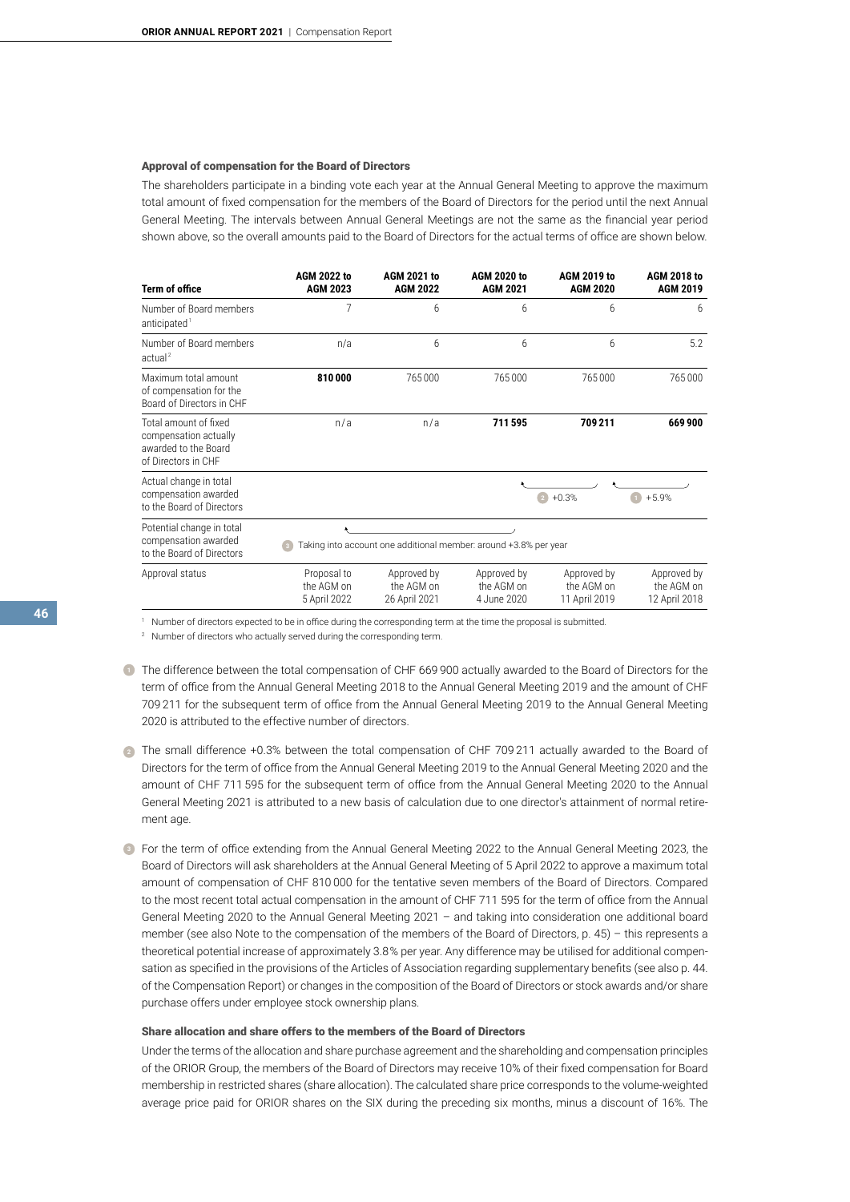### Approval of compensation for the Board of Directors

The shareholders participate in a binding vote each year at the Annual General Meeting to approve the maximum total amount of fixed compensation for the members of the Board of Directors for the period until the next Annual General Meeting. The intervals between Annual General Meetings are not the same as the financial year period shown above, so the overall amounts paid to the Board of Directors for the actual terms of office are shown below.

| Term of office | AGM 2022 to AGM 2023 | AGM 2021 to AGM 2022 | AGM 2020 to AGM 2021 | AGM 2019 to AGM 2020 | AGM 2018 to AGM 2019 |
|---|---|---|---|---|---|
| Number of Board members anticipated[1] | 7 | 6 | 6 | 6 | 6 |
| Number of Board members actual[2] | n/a | 6 | 6 | 6 | 5.2 |
| Maximum total amount of compensation for the Board of Directors in CHF | **810 000** | 765 000 | 765 000 | 765 000 | 765 000 |
| Total amount of fixed compensation actually awarded to the Board of Directors in CHF | n/a | n/a | **711 595** | **709 211** | **669 900** |
| Actual change in total compensation awarded to the Board of Directors | | | | (2) +0.3% | (1) +5.9% |
| Potential change in total compensation awarded to the Board of Directors | (3) Taking into account one additional member: around +3.8% per year | | | | |
| Approval status | Proposal to the AGM on 5 April 2022 | Approved by the AGM on 26 April 2021 | Approved by the AGM on 4 June 2020 | Approved by the AGM on 11 April 2019 | Approved by the AGM on 12 April 2018 |

[1] Number of directors expected to be in office during the corresponding term at the time the proposal is submitted.

[2] Number of directors who actually served during the corresponding term.

(1) The difference between the total compensation of CHF 669 900 actually awarded to the Board of Directors for the term of office from the Annual General Meeting 2018 to the Annual General Meeting 2019 and the amount of CHF 709 211 for the subsequent term of office from the Annual General Meeting 2019 to the Annual General Meeting 2020 is attributed to the effective number of directors.

(2) The small difference +0.3% between the total compensation of CHF 709 211 actually awarded to the Board of Directors for the term of office from the Annual General Meeting 2019 to the Annual General Meeting 2020 and the amount of CHF 711 595 for the subsequent term of office from the Annual General Meeting 2020 to the Annual General Meeting 2021 is attributed to a new basis of calculation due to one director's attainment of normal retirement age.

(3) For the term of office extending from the Annual General Meeting 2022 to the Annual General Meeting 2023, the Board of Directors will ask shareholders at the Annual General Meeting of 5 April 2022 to approve a maximum total amount of compensation of CHF 810 000 for the tentative seven members of the Board of Directors. Compared to the most recent total actual compensation in the amount of CHF 711 595 for the term of office from the Annual General Meeting 2020 to the Annual General Meeting 2021 – and taking into consideration one additional board member (see also Note to the compensation of the members of the Board of Directors, p. 45) – this represents a theoretical potential increase of approximately 3.8% per year. Any difference may be utilised for additional compensation as specified in the provisions of the Articles of Association regarding supplementary benefits (see also p. 44. of the Compensation Report) or changes in the composition of the Board of Directors or stock awards and/or share purchase offers under employee stock ownership plans.

### Share allocation and share offers to the members of the Board of Directors

Under the terms of the allocation and share purchase agreement and the shareholding and compensation principles of the ORIOR Group, the members of the Board of Directors may receive 10% of their fixed compensation for Board membership in restricted shares (share allocation). The calculated share price corresponds to the volume-weighted average price paid for ORIOR shares on the SIX during the preceding six months, minus a discount of 16%. The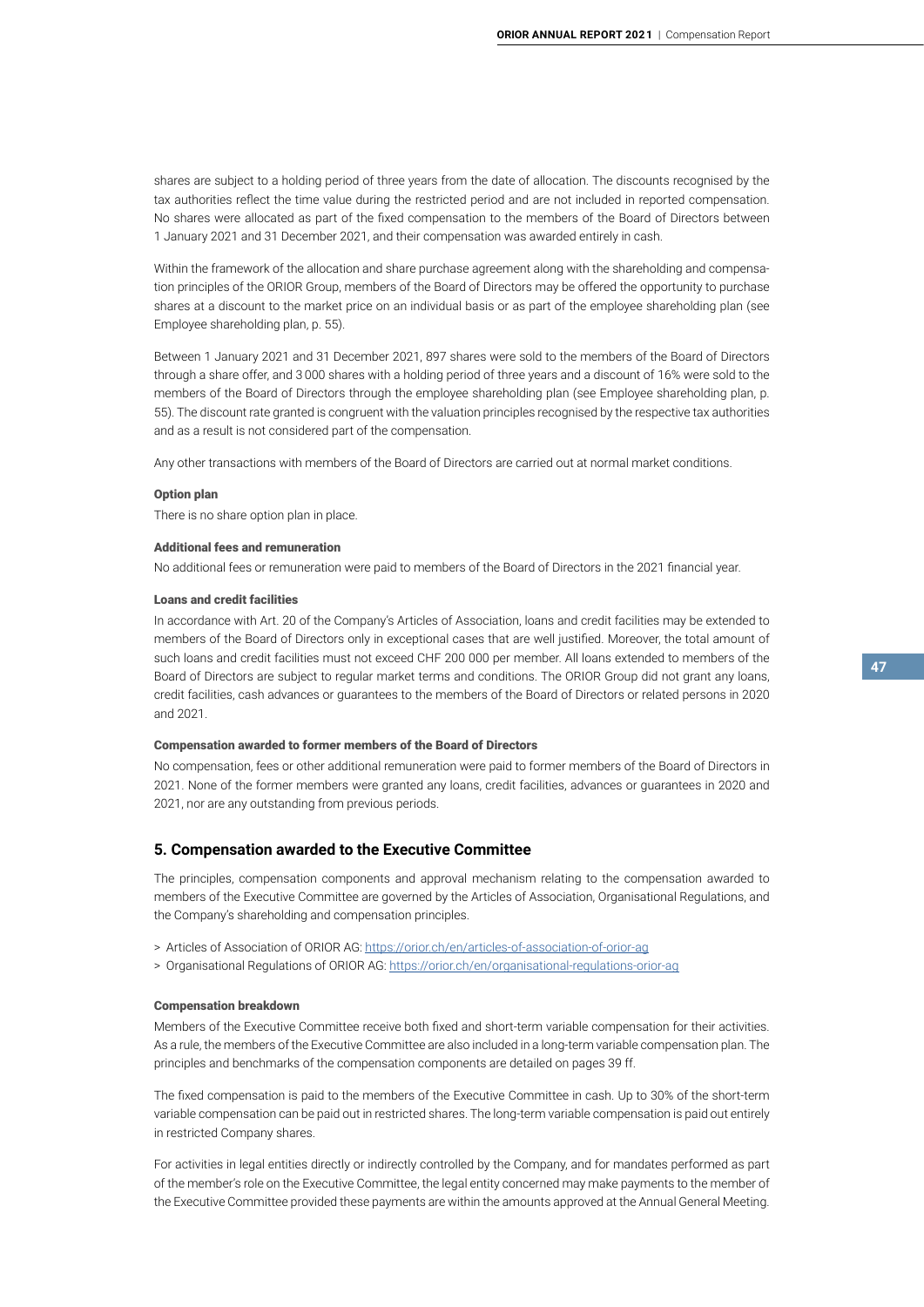shares are subject to a holding period of three years from the date of allocation. The discounts recognised by the tax authorities reflect the time value during the restricted period and are not included in reported compensation. No shares were allocated as part of the fixed compensation to the members of the Board of Directors between 1 January 2021 and 31 December 2021, and their compensation was awarded entirely in cash.

Within the framework of the allocation and share purchase agreement along with the shareholding and compensation principles of the ORIOR Group, members of the Board of Directors may be offered the opportunity to purchase shares at a discount to the market price on an individual basis or as part of the employee shareholding plan (see Employee shareholding plan, p. 55).

Between 1 January 2021 and 31 December 2021, 897 shares were sold to the members of the Board of Directors through a share offer, and 3 000 shares with a holding period of three years and a discount of 16% were sold to the members of the Board of Directors through the employee shareholding plan (see Employee shareholding plan, p. 55). The discount rate granted is congruent with the valuation principles recognised by the respective tax authorities and as a result is not considered part of the compensation.

Any other transactions with members of the Board of Directors are carried out at normal market conditions.

#### Option plan

There is no share option plan in place.

#### Additional fees and remuneration

No additional fees or remuneration were paid to members of the Board of Directors in the 2021 financial year.

#### Loans and credit facilities

In accordance with Art. 20 of the Company's Articles of Association, loans and credit facilities may be extended to members of the Board of Directors only in exceptional cases that are well justified. Moreover, the total amount of such loans and credit facilities must not exceed CHF 200 000 per member. All loans extended to members of the Board of Directors are subject to regular market terms and conditions. The ORIOR Group did not grant any loans, credit facilities, cash advances or guarantees to the members of the Board of Directors or related persons in 2020 and 2021.

#### Compensation awarded to former members of the Board of Directors

No compensation, fees or other additional remuneration were paid to former members of the Board of Directors in 2021. None of the former members were granted any loans, credit facilities, advances or guarantees in 2020 and 2021, nor are any outstanding from previous periods.

## 5. Compensation awarded to the Executive Committee

The principles, compensation components and approval mechanism relating to the compensation awarded to members of the Executive Committee are governed by the Articles of Association, Organisational Regulations, and the Company's shareholding and compensation principles.

> Articles of Association of ORIOR AG: https://orior.ch/en/articles-of-association-of-orior-ag
> Organisational Regulations of ORIOR AG: https://orior.ch/en/organisational-regulations-orior-ag

#### Compensation breakdown

Members of the Executive Committee receive both fixed and short-term variable compensation for their activities. As a rule, the members of the Executive Committee are also included in a long-term variable compensation plan. The principles and benchmarks of the compensation components are detailed on pages 39 ff.

The fixed compensation is paid to the members of the Executive Committee in cash. Up to 30% of the short-term variable compensation can be paid out in restricted shares. The long-term variable compensation is paid out entirely in restricted Company shares.

For activities in legal entities directly or indirectly controlled by the Company, and for mandates performed as part of the member's role on the Executive Committee, the legal entity concerned may make payments to the member of the Executive Committee provided these payments are within the amounts approved at the Annual General Meeting.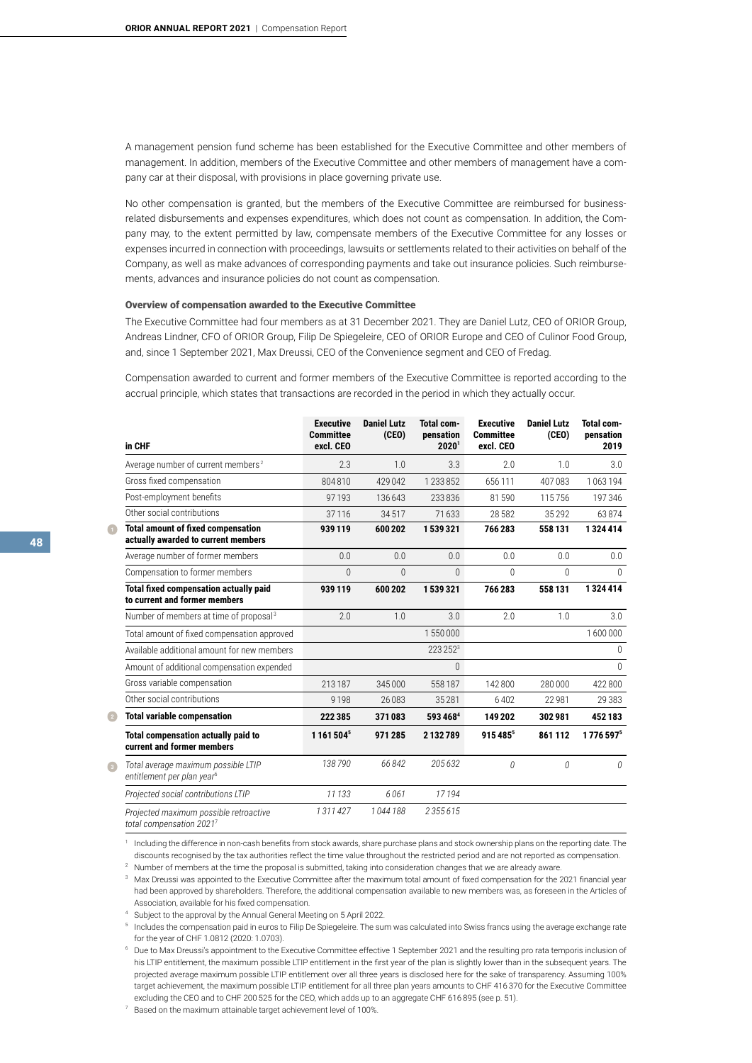A management pension fund scheme has been established for the Executive Committee and other members of management. In addition, members of the Executive Committee and other members of management have a company car at their disposal, with provisions in place governing private use.

No other compensation is granted, but the members of the Executive Committee are reimbursed for business-related disbursements and expenses expenditures, which does not count as compensation. In addition, the Company may, to the extent permitted by law, compensate members of the Executive Committee for any losses or expenses incurred in connection with proceedings, lawsuits or settlements related to their activities on behalf of the Company, as well as make advances of corresponding payments and take out insurance policies. Such reimbursements, advances and insurance policies do not count as compensation.

### Overview of compensation awarded to the Executive Committee

The Executive Committee had four members as at 31 December 2021. They are Daniel Lutz, CEO of ORIOR Group, Andreas Lindner, CFO of ORIOR Group, Filip De Spiegeleire, CEO of ORIOR Europe and CEO of Culinor Food Group, and, since 1 September 2021, Max Dreussi, CEO of the Convenience segment and CEO of Fredag.

Compensation awarded to current and former members of the Executive Committee is reported according to the accrual principle, which states that transactions are recorded in the period in which they actually occur.

| in CHF | Executive Committee excl. CEO | Daniel Lutz (CEO) | Total compensation 2020[1] | Executive Committee excl. CEO | Daniel Lutz (CEO) | Total compensation 2019 |
|---|---|---|---|---|---|---|
| Average number of current members[2] | 2.3 | 1.0 | 3.3 | 2.0 | 1.0 | 3.0 |
| Gross fixed compensation | 804 810 | 429 042 | 1 233 852 | 656 111 | 407 083 | 1 063 194 |
| Post-employment benefits | 97 193 | 136 643 | 233 836 | 81 590 | 115 756 | 197 346 |
| Other social contributions | 37 116 | 34 517 | 71 633 | 28 582 | 35 292 | 63 874 |
| **Total amount of fixed compensation actually awarded to current members** | **939 119** | **600 202** | **1 539 321** | **766 283** | **558 131** | **1 324 414** |
| Average number of former members | 0.0 | 0.0 | 0.0 | 0.0 | 0.0 | 0.0 |
| Compensation to former members | 0 | 0 | 0 | 0 | 0 | 0 |
| **Total fixed compensation actually paid to current and former members** | **939 119** | **600 202** | **1 539 321** | **766 283** | **558 131** | **1 324 414** |
| Number of members at time of proposal[3] | 2.0 | 1.0 | 3.0 | 2.0 | 1.0 | 3.0 |
| Total amount of fixed compensation approved | | | 1 550 000 | | | 1 600 000 |
| Available additional amount for new members | | | 223 252[3] | | | 0 |
| Amount of additional compensation expended | | | 0 | | | 0 |
| Gross variable compensation | 213 187 | 345 000 | 558 187 | 142 800 | 280 000 | 422 800 |
| Other social contributions | 9 198 | 26 083 | 35 281 | 6 402 | 22 981 | 29 383 |
| **Total variable compensation** | **222 385** | **371 083** | **593 468[4]** | **149 202** | **302 981** | **452 183** |
| **Total compensation actually paid to current and former members** | **1 161 504[5]** | **971 285** | **2 132 789** | **915 485[5]** | **861 112** | **1 776 597[5]** |
| *Total average maximum possible LTIP entitlement per plan year[6]* | *138 790* | *66 842* | *205 632* | *0* | *0* | *0* |
| *Projected social contributions LTIP* | *11 133* | *6 061* | *17 194* | | | |
| *Projected maximum possible retroactive total compensation 2021[7]* | *1 311 427* | *1 044 188* | *2 355 615* | | | |

[1] Including the difference in non-cash benefits from stock awards, share purchase plans and stock ownership plans on the reporting date. The discounts recognised by the tax authorities reflect the time value throughout the restricted period and are not reported as compensation.

[2] Number of members at the time the proposal is submitted, taking into consideration changes that we are already aware.

[3] Max Dreussi was appointed to the Executive Committee after the maximum total amount of fixed compensation for the 2021 financial year had been approved by shareholders. Therefore, the additional compensation available to new members was, as foreseen in the Articles of Association, available for his fixed compensation.

[4] Subject to the approval by the Annual General Meeting on 5 April 2022.

[5] Includes the compensation paid in euros to Filip De Spiegeleire. The sum was calculated into Swiss francs using the average exchange rate for the year of CHF 1.0812 (2020: 1.0703).

[6] Due to Max Dreussi's appointment to the Executive Committee effective 1 September 2021 and the resulting pro rata temporis inclusion of his LTIP entitlement, the maximum possible LTIP entitlement in the first year of the plan is slightly lower than in the subsequent years. The projected average maximum possible LTIP entitlement over all three years is disclosed here for the sake of transparency. Assuming 100% target achievement, the maximum possible LTIP entitlement for all three plan years amounts to CHF 416 370 for the Executive Committee excluding the CEO and to CHF 200 525 for the CEO, which adds up to an aggregate CHF 616 895 (see p. 51).

[7] Based on the maximum attainable target achievement level of 100%.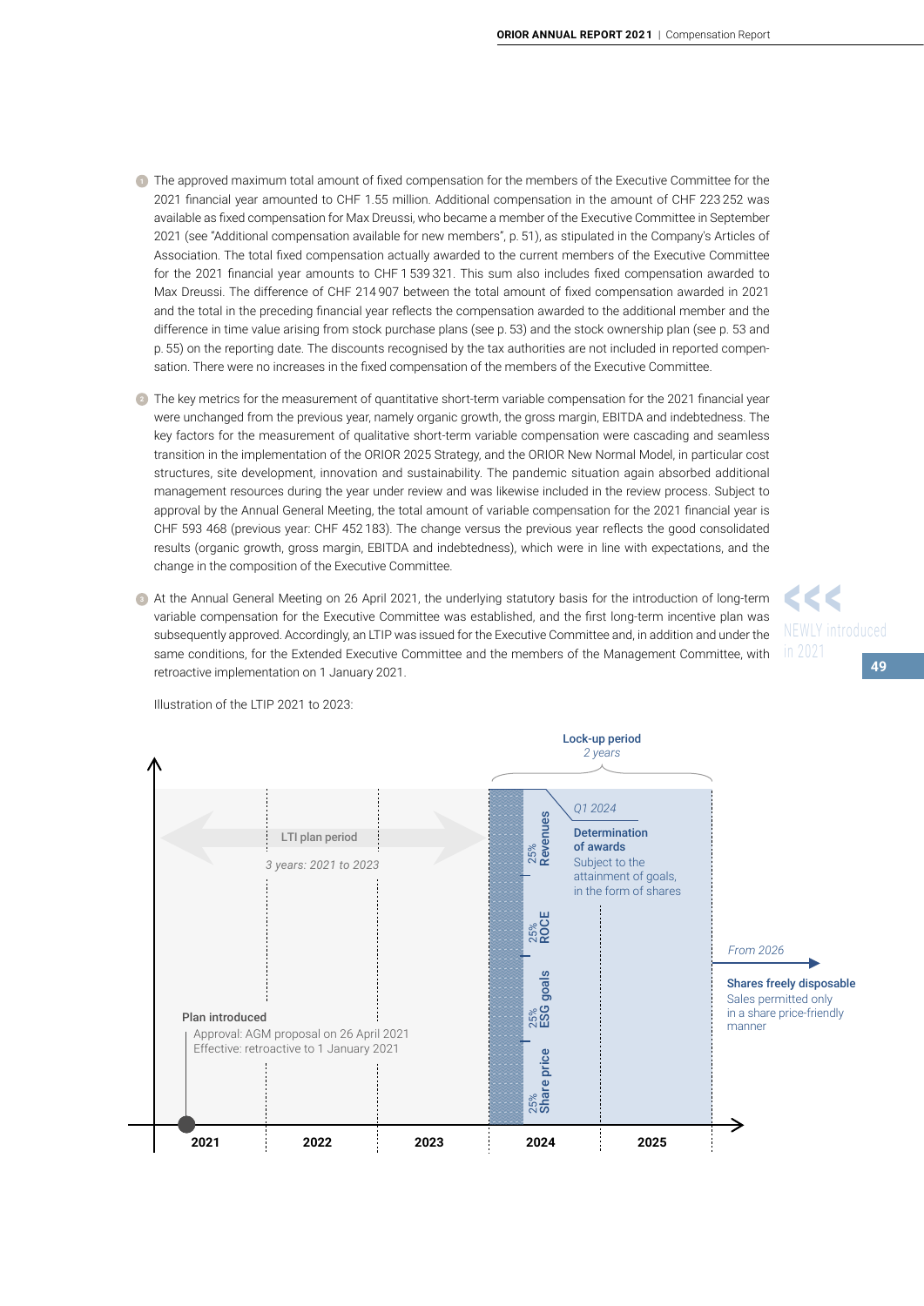1. The approved maximum total amount of fixed compensation for the members of the Executive Committee for the 2021 financial year amounted to CHF 1.55 million. Additional compensation in the amount of CHF 223 252 was available as fixed compensation for Max Dreussi, who became a member of the Executive Committee in September 2021 (see "Additional compensation available for new members", p. 51), as stipulated in the Company's Articles of Association. The total fixed compensation actually awarded to the current members of the Executive Committee for the 2021 financial year amounts to CHF 1 539 321. This sum also includes fixed compensation awarded to Max Dreussi. The difference of CHF 214 907 between the total amount of fixed compensation awarded in 2021 and the total in the preceding financial year reflects the compensation awarded to the additional member and the difference in time value arising from stock purchase plans (see p. 53) and the stock ownership plan (see p. 53 and p. 55) on the reporting date. The discounts recognised by the tax authorities are not included in reported compensation. There were no increases in the fixed compensation of the members of the Executive Committee.

2. The key metrics for the measurement of quantitative short-term variable compensation for the 2021 financial year were unchanged from the previous year, namely organic growth, the gross margin, EBITDA and indebtedness. The key factors for the measurement of qualitative short-term variable compensation were cascading and seamless transition in the implementation of the ORIOR 2025 Strategy, and the ORIOR New Normal Model, in particular cost structures, site development, innovation and sustainability. The pandemic situation again absorbed additional management resources during the year under review and was likewise included in the review process. Subject to approval by the Annual General Meeting, the total amount of variable compensation for the 2021 financial year is CHF 593 468 (previous year: CHF 452 183). The change versus the previous year reflects the good consolidated results (organic growth, gross margin, EBITDA and indebtedness), which were in line with expectations, and the change in the composition of the Executive Committee.

3. At the Annual General Meeting on 26 April 2021, the underlying statutory basis for the introduction of long-term variable compensation for the Executive Committee was established, and the first long-term incentive plan was subsequently approved. Accordingly, an LTIP was issued for the Executive Committee and, in addition and under the same conditions, for the Extended Executive Committee and the members of the Management Committee, with retroactive implementation on 1 January 2021.

<<< NEWLY introduced in 2021

Illustration of the LTIP 2021 to 2023:

LTI plan period
3 years: 2021 to 2023

Plan introduced
Approval: AGM proposal on 26 April 2021
Effective: retroactive to 1 January 2021

25% Revenues
25% ROCE
25% ESG goals
25% Share price

Lock-up period
2 years

Q1 2024
**Determination of awards**
Subject to the attainment of goals, in the form of shares

From 2026
**Shares freely disposable**
Sales permitted only in a share price-friendly manner

2021 2022 2023 2024 2025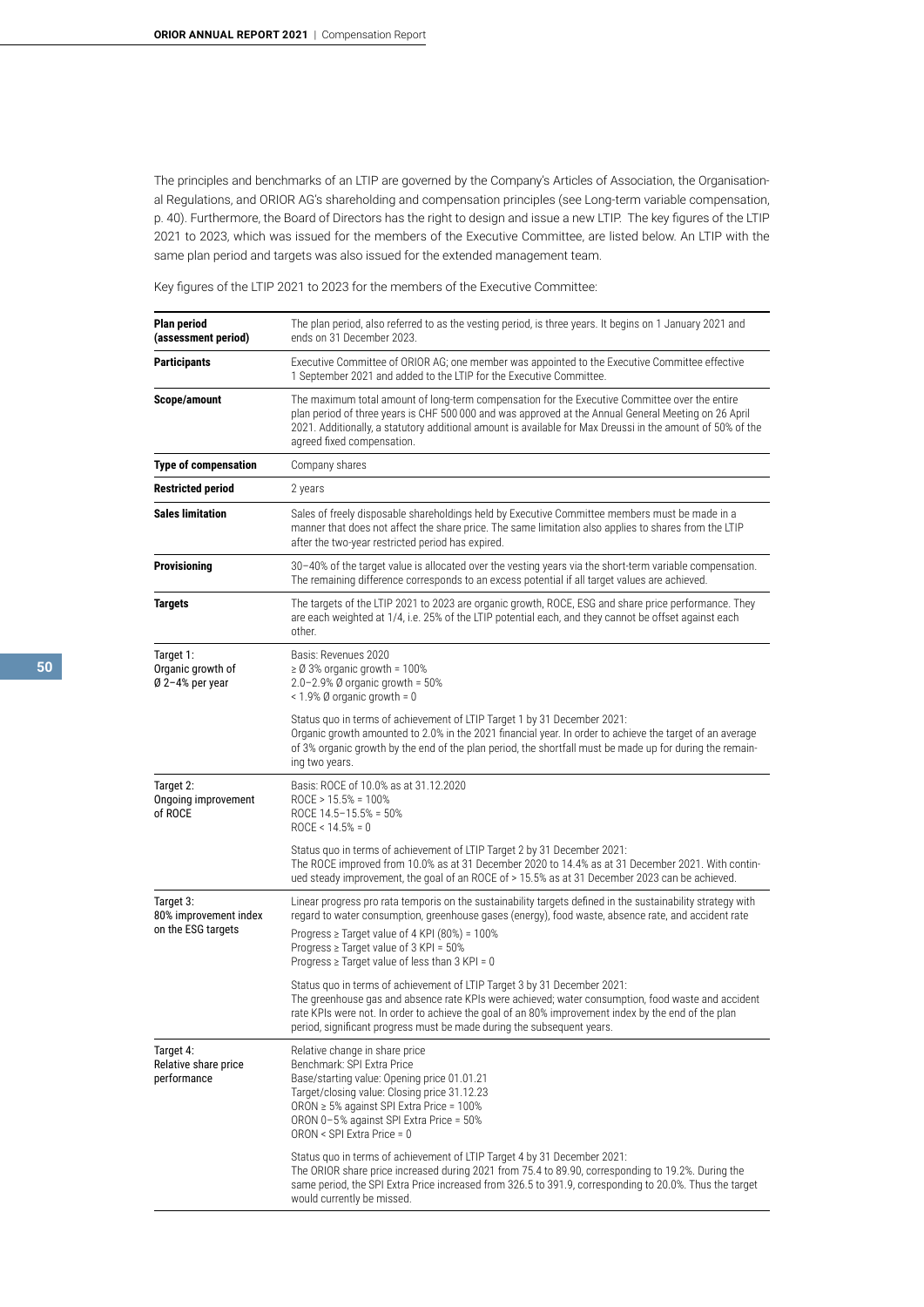The principles and benchmarks of an LTIP are governed by the Company's Articles of Association, the Organisational Regulations, and ORIOR AG's shareholding and compensation principles (see Long-term variable compensation, p. 40). Furthermore, the Board of Directors has the right to design and issue a new LTIP. The key figures of the LTIP 2021 to 2023, which was issued for the members of the Executive Committee, are listed below. An LTIP with the same plan period and targets was also issued for the extended management team.

Key figures of the LTIP 2021 to 2023 for the members of the Executive Committee:

| | |
|---|---|
| **Plan period (assessment period)** | The plan period, also referred to as the vesting period, is three years. It begins on 1 January 2021 and ends on 31 December 2023. |
| **Participants** | Executive Committee of ORIOR AG; one member was appointed to the Executive Committee effective 1 September 2021 and added to the LTIP for the Executive Committee. |
| **Scope/amount** | The maximum total amount of long-term compensation for the Executive Committee over the entire plan period of three years is CHF 500 000 and was approved at the Annual General Meeting on 26 April 2021. Additionally, a statutory additional amount is available for Max Dreussi in the amount of 50% of the agreed fixed compensation. |
| **Type of compensation** | Company shares |
| **Restricted period** | 2 years |
| **Sales limitation** | Sales of freely disposable shareholdings held by Executive Committee members must be made in a manner that does not affect the share price. The same limitation also applies to shares from the LTIP after the two-year restricted period has expired. |
| **Provisioning** | 30–40% of the target value is allocated over the vesting years via the short-term variable compensation. The remaining difference corresponds to an excess potential if all target values are achieved. |
| **Targets** | The targets of the LTIP 2021 to 2023 are organic growth, ROCE, ESG and share price performance. They are each weighted at 1/4, i.e. 25% of the LTIP potential each, and they cannot be offset against each other. |
| Target 1: Organic growth of Ø 2–4% per year | Basis: Revenues 2020<br>≥ Ø 3% organic growth = 100%<br>2.0–2.9% Ø organic growth = 50%<br>< 1.9% Ø organic growth = 0<br><br>Status quo in terms of achievement of LTIP Target 1 by 31 December 2021:<br>Organic growth amounted to 2.0% in the 2021 financial year. In order to achieve the target of an average of 3% organic growth by the end of the plan period, the shortfall must be made up for during the remaining two years. |
| Target 2: Ongoing improvement of ROCE | Basis: ROCE of 10.0% as at 31.12.2020<br>ROCE > 15.5% = 100%<br>ROCE 14.5–15.5% = 50%<br>ROCE < 14.5% = 0<br><br>Status quo in terms of achievement of LTIP Target 2 by 31 December 2021:<br>The ROCE improved from 10.0% as at 31 December 2020 to 14.4% as at 31 December 2021. With continued steady improvement, the goal of an ROCE of > 15.5% as at 31 December 2023 can be achieved. |
| Target 3: 80% improvement index on the ESG targets | Linear progress pro rata temporis on the sustainability targets defined in the sustainability strategy with regard to water consumption, greenhouse gases (energy), food waste, absence rate, and accident rate<br>Progress ≥ Target value of 4 KPI (80%) = 100%<br>Progress ≥ Target value of 3 KPI = 50%<br>Progress ≥ Target value of less than 3 KPI = 0<br><br>Status quo in terms of achievement of LTIP Target 3 by 31 December 2021:<br>The greenhouse gas and absence rate KPIs were achieved; water consumption, food waste and accident rate KPIs were not. In order to achieve the goal of an 80% improvement index by the end of the plan period, significant progress must be made during the subsequent years. |
| Target 4: Relative share price performance | Relative change in share price<br>Benchmark: SPI Extra Price<br>Base/starting value: Opening price 01.01.21<br>Target/closing value: Closing price 31.12.23<br>ORON ≥ 5% against SPI Extra Price = 100%<br>ORON 0–5% against SPI Extra Price = 50%<br>ORON < SPI Extra Price = 0<br><br>Status quo in terms of achievement of LTIP Target 4 by 31 December 2021:<br>The ORIOR share price increased during 2021 from 75.4 to 89.90, corresponding to 19.2%. During the same period, the SPI Extra Price increased from 326.5 to 391.9, corresponding to 20.0%. Thus the target would currently be missed. |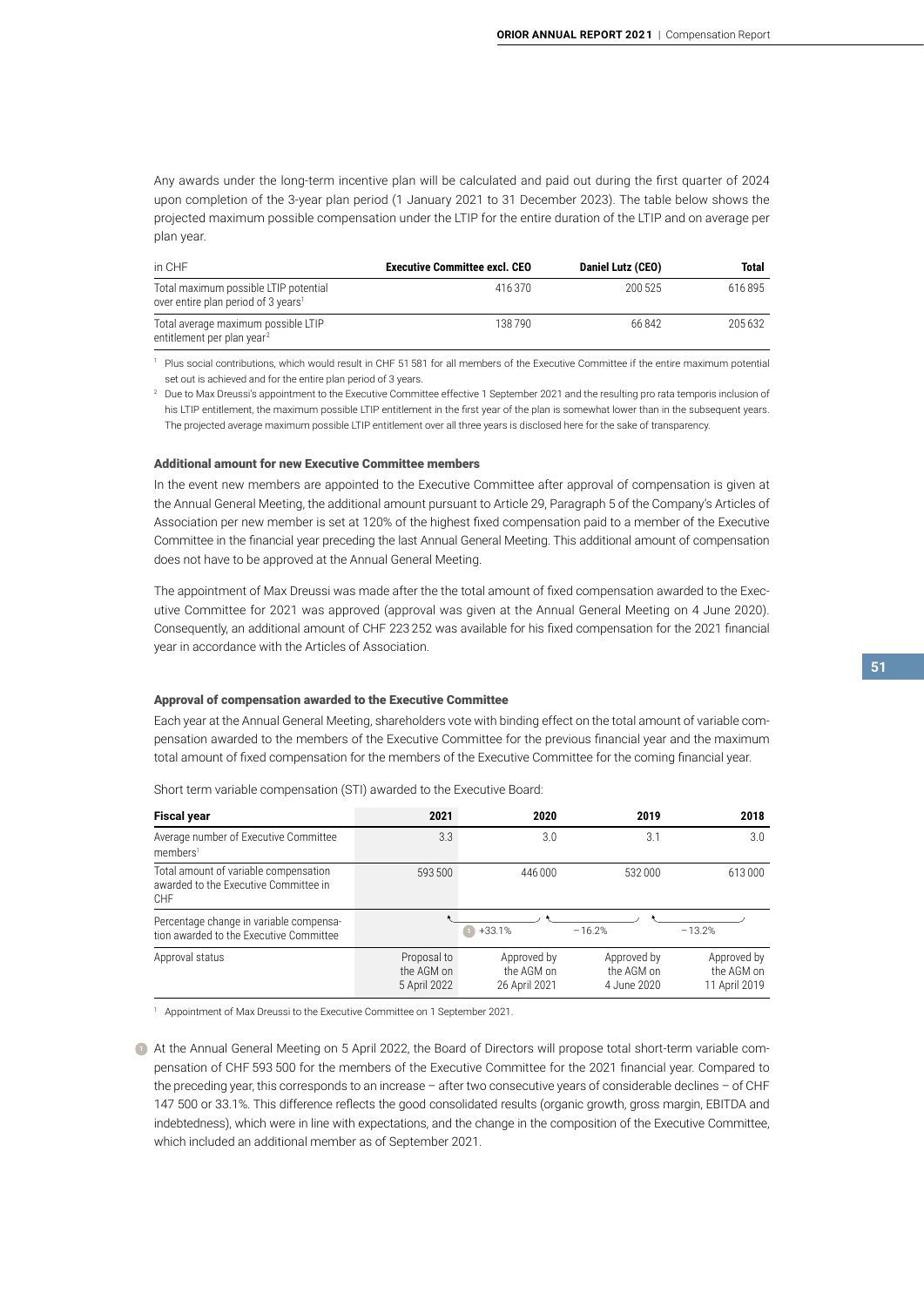Any awards under the long-term incentive plan will be calculated and paid out during the first quarter of 2024 upon completion of the 3-year plan period (1 January 2021 to 31 December 2023). The table below shows the projected maximum possible compensation under the LTIP for the entire duration of the LTIP and on average per plan year.

| in CHF | Executive Committee excl. CEO | Daniel Lutz (CEO) | Total |
|---|---|---|---|
| Total maximum possible LTIP potential over entire plan period of 3 years[1] | 416 370 | 200 525 | 616 895 |
| Total average maximum possible LTIP entitlement per plan year[2] | 138 790 | 66 842 | 205 632 |

[1] Plus social contributions, which would result in CHF 51 581 for all members of the Executive Committee if the entire maximum potential set out is achieved and for the entire plan period of 3 years.

[2] Due to Max Dreussi's appointment to the Executive Committee effective 1 September 2021 and the resulting pro rata temporis inclusion of his LTIP entitlement, the maximum possible LTIP entitlement in the first year of the plan is somewhat lower than in the subsequent years. The projected average maximum possible LTIP entitlement over all three years is disclosed here for the sake of transparency.

### Additional amount for new Executive Committee members

In the event new members are appointed to the Executive Committee after approval of compensation is given at the Annual General Meeting, the additional amount pursuant to Article 29, Paragraph 5 of the Company's Articles of Association per new member is set at 120% of the highest fixed compensation paid to a member of the Executive Committee in the financial year preceding the last Annual General Meeting. This additional amount of compensation does not have to be approved at the Annual General Meeting.

The appointment of Max Dreussi was made after the the total amount of fixed compensation awarded to the Executive Committee for 2021 was approved (approval was given at the Annual General Meeting on 4 June 2020). Consequently, an additional amount of CHF 223 252 was available for his fixed compensation for the 2021 financial year in accordance with the Articles of Association.

### Approval of compensation awarded to the Executive Committee

Each year at the Annual General Meeting, shareholders vote with binding effect on the total amount of variable compensation awarded to the members of the Executive Committee for the previous financial year and the maximum total amount of fixed compensation for the members of the Executive Committee for the coming financial year.

Short term variable compensation (STI) awarded to the Executive Board:

| Fiscal year | 2021 | 2020 | 2019 | 2018 |
|---|---|---|---|---|
| Average number of Executive Committee members[1] | 3.3 | 3.0 | 3.1 | 3.0 |
| Total amount of variable compensation awarded to the Executive Committee in CHF | 593 500 | 446 000 | 532 000 | 613 000 |
| Percentage change in variable compensation awarded to the Executive Committee | | (1) +33.1% | −16.2% | −13.2% |
| Approval status | Proposal to the AGM on 5 April 2022 | Approved by the AGM on 26 April 2021 | Approved by the AGM on 4 June 2020 | Approved by the AGM on 11 April 2019 |

[1] Appointment of Max Dreussi to the Executive Committee on 1 September 2021.

(1) At the Annual General Meeting on 5 April 2022, the Board of Directors will propose total short-term variable compensation of CHF 593 500 for the members of the Executive Committee for the 2021 financial year. Compared to the preceding year, this corresponds to an increase – after two consecutive years of considerable declines – of CHF 147 500 or 33.1%. This difference reflects the good consolidated results (organic growth, gross margin, EBITDA and indebtedness), which were in line with expectations, and the change in the composition of the Executive Committee, which included an additional member as of September 2021.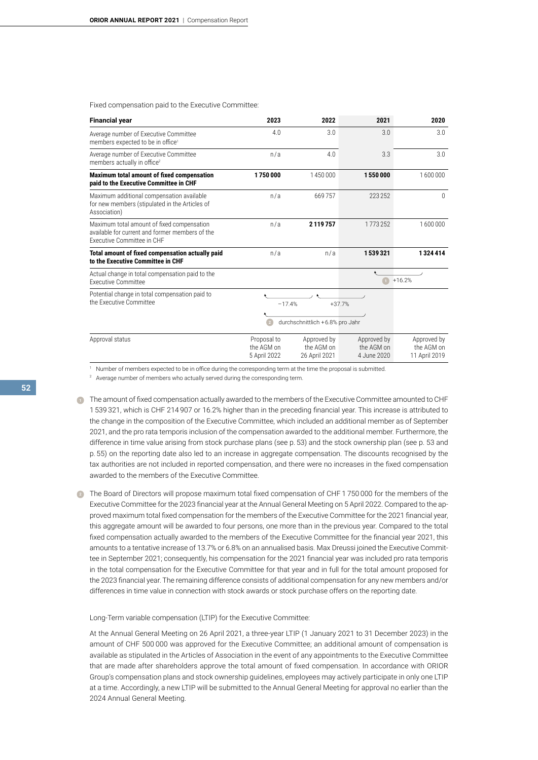Fixed compensation paid to the Executive Committee:

| Financial year | 2023 | 2022 | 2021 | 2020 |
|---|---|---|---|---|
| Average number of Executive Committee members expected to be in office[1] | 4.0 | 3.0 | 3.0 | 3.0 |
| Average number of Executive Committee members actually in office[2] | n/a | 4.0 | 3.3 | 3.0 |
| **Maximum total amount of fixed compensation paid to the Executive Committee in CHF** | **1 750 000** | 1 450 000 | **1 550 000** | 1 600 000 |
| Maximum additional compensation available for new members (stipulated in the Articles of Association) | n/a | 669 757 | 223 252 | 0 |
| Maximum total amount of fixed compensation available for current and former members of the Executive Committee in CHF | n/a | **2 119 757** | 1 773 252 | 1 600 000 |
| **Total amount of fixed compensation actually paid to the Executive Committee in CHF** | n/a | n/a | **1 539 321** | **1 324 414** |
| Actual change in total compensation paid to the Executive Committee | | | (1) +16.2% | |
| Potential change in total compensation paid to the Executive Committee | −17.4% | +37.7% | | |
| | (2) durchschnittlich +6.8% pro Jahr | | | |
| Approval status | Proposal to the AGM on 5 April 2022 | Approved by the AGM on 26 April 2021 | Approved by the AGM on 4 June 2020 | Approved by the AGM on 11 April 2019 |

[1] Number of members expected to be in office during the corresponding term at the time the proposal is submitted.

[2] Average number of members who actually served during the corresponding term.

(1) The amount of fixed compensation actually awarded to the members of the Executive Committee amounted to CHF 1 539 321, which is CHF 214 907 or 16.2% higher than in the preceding financial year. This increase is attributed to the change in the composition of the Executive Committee, which included an additional member as of September 2021, and the pro rata temporis inclusion of the compensation awarded to the additional member. Furthermore, the difference in time value arising from stock purchase plans (see p. 53) and the stock ownership plan (see p. 53 and p. 55) on the reporting date also led to an increase in aggregate compensation. The discounts recognised by the tax authorities are not included in reported compensation, and there were no increases in the fixed compensation awarded to the members of the Executive Committee.

(2) The Board of Directors will propose maximum total fixed compensation of CHF 1 750 000 for the members of the Executive Committee for the 2023 financial year at the Annual General Meeting on 5 April 2022. Compared to the approved maximum total fixed compensation for the members of the Executive Committee for the 2021 financial year, this aggregate amount will be awarded to four persons, one more than in the previous year. Compared to the total fixed compensation actually awarded to the members of the Executive Committee for the financial year 2021, this amounts to a tentative increase of 13.7% or 6.8% on an annualised basis. Max Dreussi joined the Executive Committee in September 2021; consequently, his compensation for the 2021 financial year was included pro rata temporis in the total compensation for the Executive Committee for that year and in full for the total amount proposed for the 2023 financial year. The remaining difference consists of additional compensation for any new members and/or differences in time value in connection with stock awards or stock purchase offers on the reporting date.

Long-Term variable compensation (LTIP) for the Executive Committee:

At the Annual General Meeting on 26 April 2021, a three-year LTIP (1 January 2021 to 31 December 2023) in the amount of CHF 500 000 was approved for the Executive Committee; an additional amount of compensation is available as stipulated in the Articles of Association in the event of any appointments to the Executive Committee that are made after shareholders approve the total amount of fixed compensation. In accordance with ORIOR Group's compensation plans and stock ownership guidelines, employees may actively participate in only one LTIP at a time. Accordingly, a new LTIP will be submitted to the Annual General Meeting for approval no earlier than the 2024 Annual General Meeting.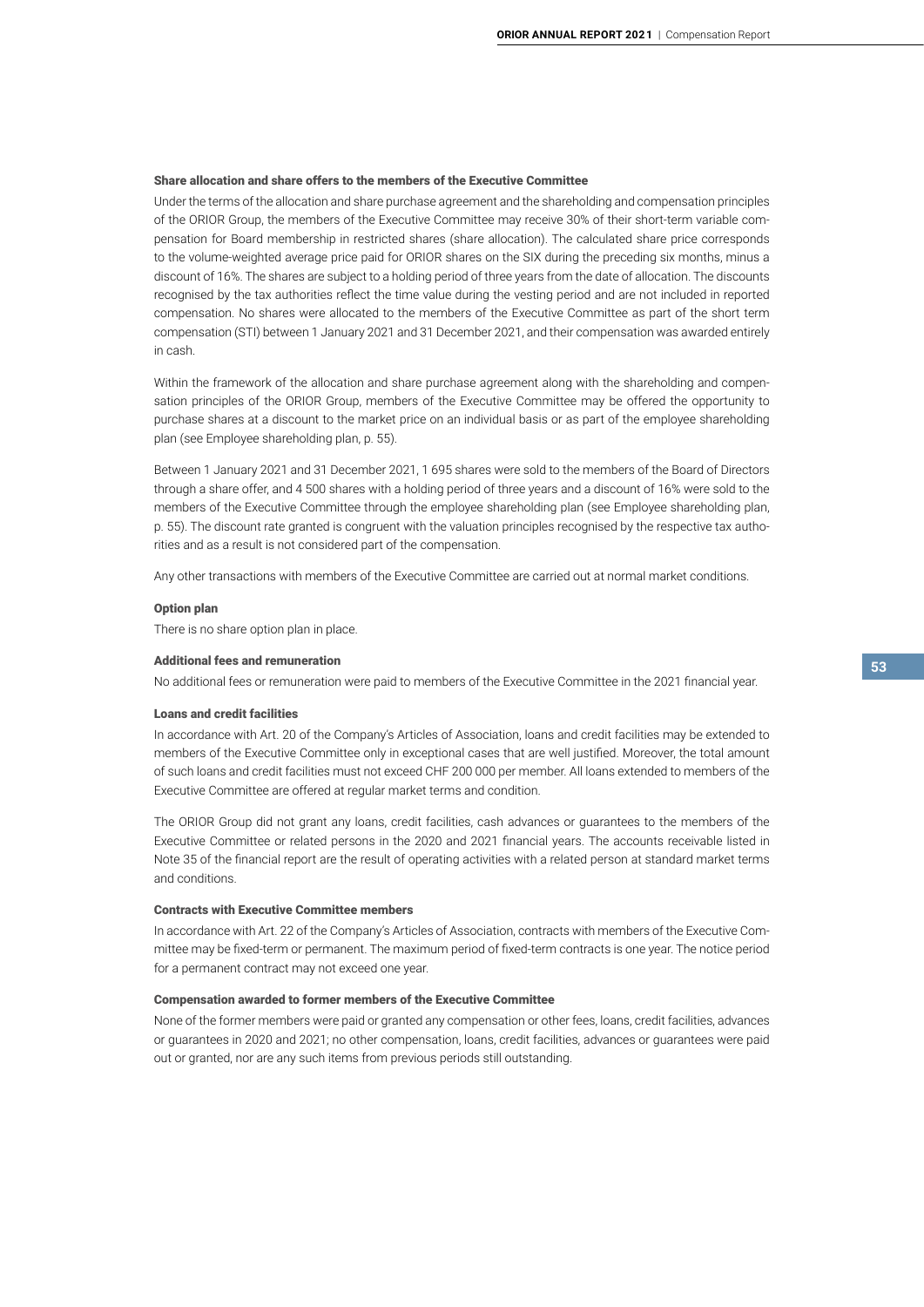#### Share allocation and share offers to the members of the Executive Committee

Under the terms of the allocation and share purchase agreement and the shareholding and compensation principles of the ORIOR Group, the members of the Executive Committee may receive 30% of their short-term variable compensation for Board membership in restricted shares (share allocation). The calculated share price corresponds to the volume-weighted average price paid for ORIOR shares on the SIX during the preceding six months, minus a discount of 16%. The shares are subject to a holding period of three years from the date of allocation. The discounts recognised by the tax authorities reflect the time value during the vesting period and are not included in reported compensation. No shares were allocated to the members of the Executive Committee as part of the short term compensation (STI) between 1 January 2021 and 31 December 2021, and their compensation was awarded entirely in cash.

Within the framework of the allocation and share purchase agreement along with the shareholding and compensation principles of the ORIOR Group, members of the Executive Committee may be offered the opportunity to purchase shares at a discount to the market price on an individual basis or as part of the employee shareholding plan (see Employee shareholding plan, p. 55).

Between 1 January 2021 and 31 December 2021, 1 695 shares were sold to the members of the Board of Directors through a share offer, and 4 500 shares with a holding period of three years and a discount of 16% were sold to the members of the Executive Committee through the employee shareholding plan (see Employee shareholding plan, p. 55). The discount rate granted is congruent with the valuation principles recognised by the respective tax authorities and as a result is not considered part of the compensation.

Any other transactions with members of the Executive Committee are carried out at normal market conditions.

#### Option plan

There is no share option plan in place.

#### Additional fees and remuneration

No additional fees or remuneration were paid to members of the Executive Committee in the 2021 financial year.

#### Loans and credit facilities

In accordance with Art. 20 of the Company's Articles of Association, loans and credit facilities may be extended to members of the Executive Committee only in exceptional cases that are well justified. Moreover, the total amount of such loans and credit facilities must not exceed CHF 200 000 per member. All loans extended to members of the Executive Committee are offered at regular market terms and condition.

The ORIOR Group did not grant any loans, credit facilities, cash advances or guarantees to the members of the Executive Committee or related persons in the 2020 and 2021 financial years. The accounts receivable listed in Note 35 of the financial report are the result of operating activities with a related person at standard market terms and conditions.

#### Contracts with Executive Committee members

In accordance with Art. 22 of the Company's Articles of Association, contracts with members of the Executive Committee may be fixed-term or permanent. The maximum period of fixed-term contracts is one year. The notice period for a permanent contract may not exceed one year.

#### Compensation awarded to former members of the Executive Committee

None of the former members were paid or granted any compensation or other fees, loans, credit facilities, advances or guarantees in 2020 and 2021; no other compensation, loans, credit facilities, advances or guarantees were paid out or granted, nor are any such items from previous periods still outstanding.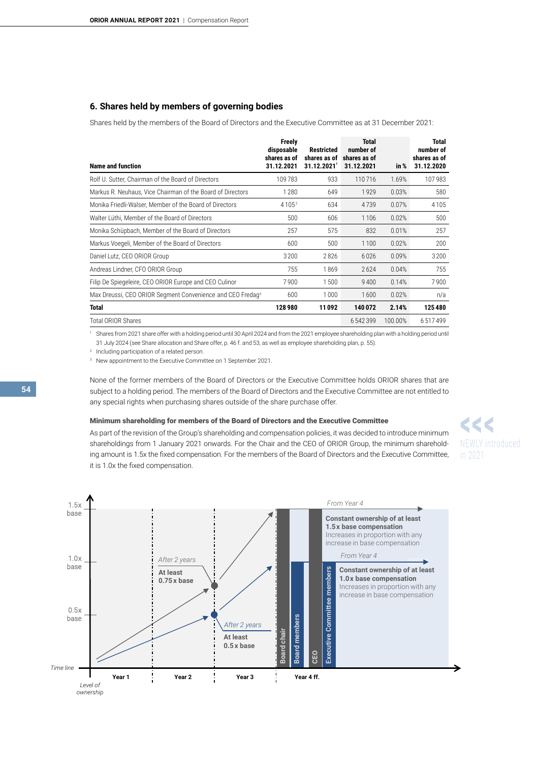## 6. Shares held by members of governing bodies

Shares held by the members of the Board of Directors and the Executive Committee as at 31 December 2021:

| Name and function | Freely disposable shares as of 31.12.2021 | Restricted shares as of 31.12.2021[1] | Total number of shares as of 31.12.2021 | in % | Total number of shares as of 31.12.2020 |
|---|---|---|---|---|---|
| Rolf U. Sutter, Chairman of the Board of Directors | 109 783 | 933 | 110 716 | 1.69% | 107 983 |
| Markus R. Neuhaus, Vice Chairman of the Board of Directors | 1 280 | 649 | 1 929 | 0.03% | 580 |
| Monika Friedli-Walser, Member of the Board of Directors | 4 105[2] | 634 | 4 739 | 0.07% | 4 105 |
| Walter Lüthi, Member of the Board of Directors | 500 | 606 | 1 106 | 0.02% | 500 |
| Monika Schüpbach, Member of the Board of Directors | 257 | 575 | 832 | 0.01% | 257 |
| Markus Voegeli, Member of the Board of Directors | 600 | 500 | 1 100 | 0.02% | 200 |
| Daniel Lutz, CEO ORIOR Group | 3 200 | 2 826 | 6 026 | 0.09% | 3 200 |
| Andreas Lindner, CFO ORIOR Group | 755 | 1 869 | 2 624 | 0.04% | 755 |
| Filip De Spiegeleire, CEO ORIOR Europe and CEO Culinor | 7 900 | 1 500 | 9 400 | 0.14% | 7 900 |
| Max Dreussi, CEO ORIOR Segment Convenience and CEO Fredag[3] | 600 | 1 000 | 1 600 | 0.02% | n/a |
| **Total** | **128 980** | **11 092** | **140 072** | **2.14%** | **125 480** |
| Total ORIOR Shares | | | 6 542 399 | 100.00% | 6 517 499 |

[1] Shares from 2021 share offer with a holding period until 30 April 2024 and from the 2021 employee shareholding plan with a holding period until 31 July 2024 (see Share allocation and Share offer, p. 46 f. and 53, as well as employee shareholding plan, p. 55).

[2] Including participation of a related person.

[3] New appointment to the Executive Committee on 1 September 2021.

None of the former members of the Board of Directors or the Executive Committee holds ORIOR shares that are subject to a holding period. The members of the Board of Directors and the Executive Committee are not entitled to any special rights when purchasing shares outside of the share purchase offer.

#### Minimum shareholding for members of the Board of Directors and the Executive Committee

<<< NEWLY introduced in 2021

As part of the revision of the Group's shareholding and compensation policies, it was decided to introduce minimum shareholdings from 1 January 2021 onwards. For the Chair and the CEO of ORIOR Group, the minimum shareholding amount is 1.5x the fixed compensation. For the members of the Board of Directors and the Executive Committee, it is 1.0x the fixed compensation.

1.5x base
1.0x base
0.5x base
Time line
Level of ownership
Year 1
Year 2
Year 3
Year 4 ff.
After 2 years
At least 0.75 x base
After 2 years
At least 0.5 x base
Board chair
Board members
CEO
Executive Committee members
From Year 4
Constant ownership of at least 1.5 x base compensation
Increases in proportion with any increase in base compensation
From Year 4
Constant ownership of at least 1.0 x base compensation
Increases in proportion with any increase in base compensation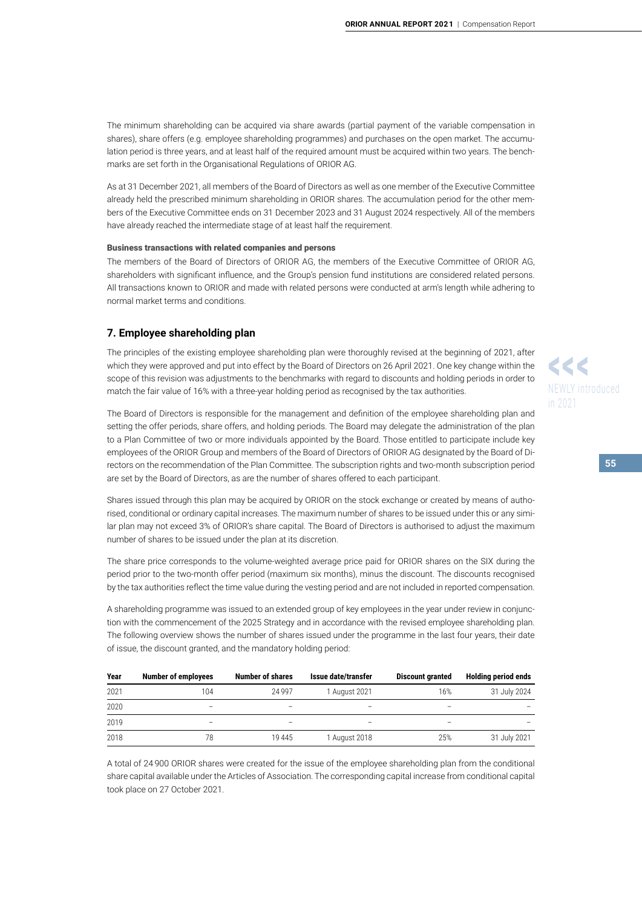The minimum shareholding can be acquired via share awards (partial payment of the variable compensation in shares), share offers (e.g. employee shareholding programmes) and purchases on the open market. The accumulation period is three years, and at least half of the required amount must be acquired within two years. The benchmarks are set forth in the Organisational Regulations of ORIOR AG.

As at 31 December 2021, all members of the Board of Directors as well as one member of the Executive Committee already held the prescribed minimum shareholding in ORIOR shares. The accumulation period for the other members of the Executive Committee ends on 31 December 2023 and 31 August 2024 respectively. All of the members have already reached the intermediate stage of at least half the requirement.

**Business transactions with related companies and persons**

The members of the Board of Directors of ORIOR AG, the members of the Executive Committee of ORIOR AG, shareholders with significant influence, and the Group's pension fund institutions are considered related persons. All transactions known to ORIOR and made with related persons were conducted at arm's length while adhering to normal market terms and conditions.

## 7. Employee shareholding plan

<<< NEWLY introduced in 2021

The principles of the existing employee shareholding plan were thoroughly revised at the beginning of 2021, after which they were approved and put into effect by the Board of Directors on 26 April 2021. One key change within the scope of this revision was adjustments to the benchmarks with regard to discounts and holding periods in order to match the fair value of 16% with a three-year holding period as recognised by the tax authorities.

The Board of Directors is responsible for the management and definition of the employee shareholding plan and setting the offer periods, share offers, and holding periods. The Board may delegate the administration of the plan to a Plan Committee of two or more individuals appointed by the Board. Those entitled to participate include key employees of the ORIOR Group and members of the Board of Directors of ORIOR AG designated by the Board of Directors on the recommendation of the Plan Committee. The subscription rights and two-month subscription period are set by the Board of Directors, as are the number of shares offered to each participant.

Shares issued through this plan may be acquired by ORIOR on the stock exchange or created by means of authorised, conditional or ordinary capital increases. The maximum number of shares to be issued under this or any similar plan may not exceed 3% of ORIOR's share capital. The Board of Directors is authorised to adjust the maximum number of shares to be issued under the plan at its discretion.

The share price corresponds to the volume-weighted average price paid for ORIOR shares on the SIX during the period prior to the two-month offer period (maximum six months), minus the discount. The discounts recognised by the tax authorities reflect the time value during the vesting period and are not included in reported compensation.

A shareholding programme was issued to an extended group of key employees in the year under review in conjunction with the commencement of the 2025 Strategy and in accordance with the revised employee shareholding plan. The following overview shows the number of shares issued under the programme in the last four years, their date of issue, the discount granted, and the mandatory holding period:

| Year | Number of employees | Number of shares | Issue date/transfer | Discount granted | Holding period ends |
|---|---|---|---|---|---|
| 2021 | 104 | 24 997 | 1 August 2021 | 16% | 31 July 2024 |
| 2020 | – | – | – | – | – |
| 2019 | – | – | – | – | – |
| 2018 | 78 | 19 445 | 1 August 2018 | 25% | 31 July 2021 |

A total of 24 900 ORIOR shares were created for the issue of the employee shareholding plan from the conditional share capital available under the Articles of Association. The corresponding capital increase from conditional capital took place on 27 October 2021.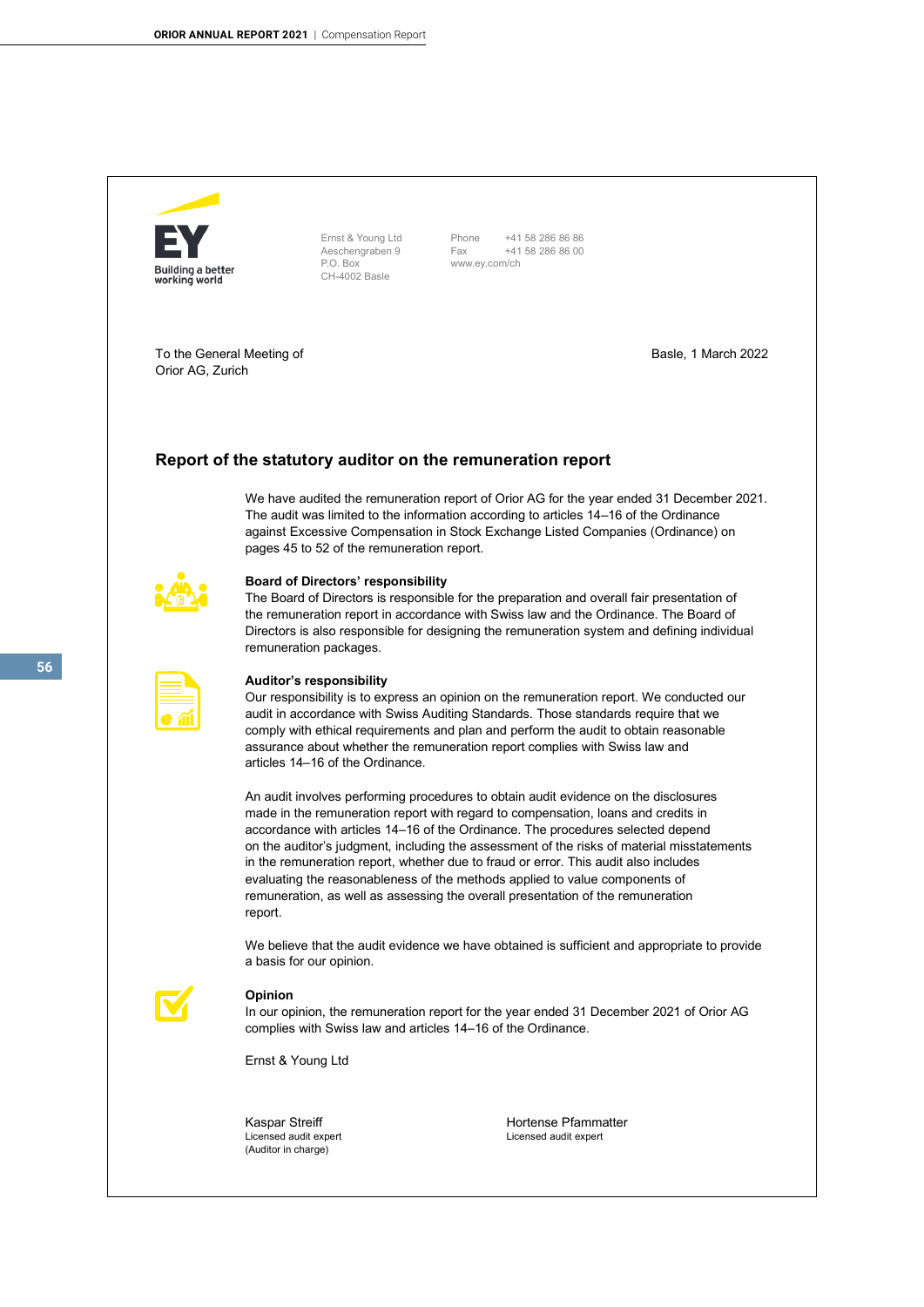Ernst & Young Ltd
Aeschengraben 9
P.O. Box
CH-4002 Basle

Phone +41 58 286 86 86
Fax +41 58 286 86 00
www.ey.com/ch

To the General Meeting of
Orior AG, Zurich

Basle, 1 March 2022

## Report of the statutory auditor on the remuneration report

We have audited the remuneration report of Orior AG for the year ended 31 December 2021. The audit was limited to the information according to articles 14–16 of the Ordinance against Excessive Compensation in Stock Exchange Listed Companies (Ordinance) on pages 45 to 52 of the remuneration report.

**Board of Directors' responsibility**
The Board of Directors is responsible for the preparation and overall fair presentation of the remuneration report in accordance with Swiss law and the Ordinance. The Board of Directors is also responsible for designing the remuneration system and defining individual remuneration packages.

**Auditor's responsibility**
Our responsibility is to express an opinion on the remuneration report. We conducted our audit in accordance with Swiss Auditing Standards. Those standards require that we comply with ethical requirements and plan and perform the audit to obtain reasonable assurance about whether the remuneration report complies with Swiss law and articles 14–16 of the Ordinance.

An audit involves performing procedures to obtain audit evidence on the disclosures made in the remuneration report with regard to compensation, loans and credits in accordance with articles 14–16 of the Ordinance. The procedures selected depend on the auditor's judgment, including the assessment of the risks of material misstatements in the remuneration report, whether due to fraud or error. This audit also includes evaluating the reasonableness of the methods applied to value components of remuneration, as well as assessing the overall presentation of the remuneration report.

We believe that the audit evidence we have obtained is sufficient and appropriate to provide a basis for our opinion.

**Opinion**
In our opinion, the remuneration report for the year ended 31 December 2021 of Orior AG complies with Swiss law and articles 14–16 of the Ordinance.

Ernst & Young Ltd

Kaspar Streiff
Licensed audit expert
(Auditor in charge)

Hortense Pfammatter
Licensed audit expert